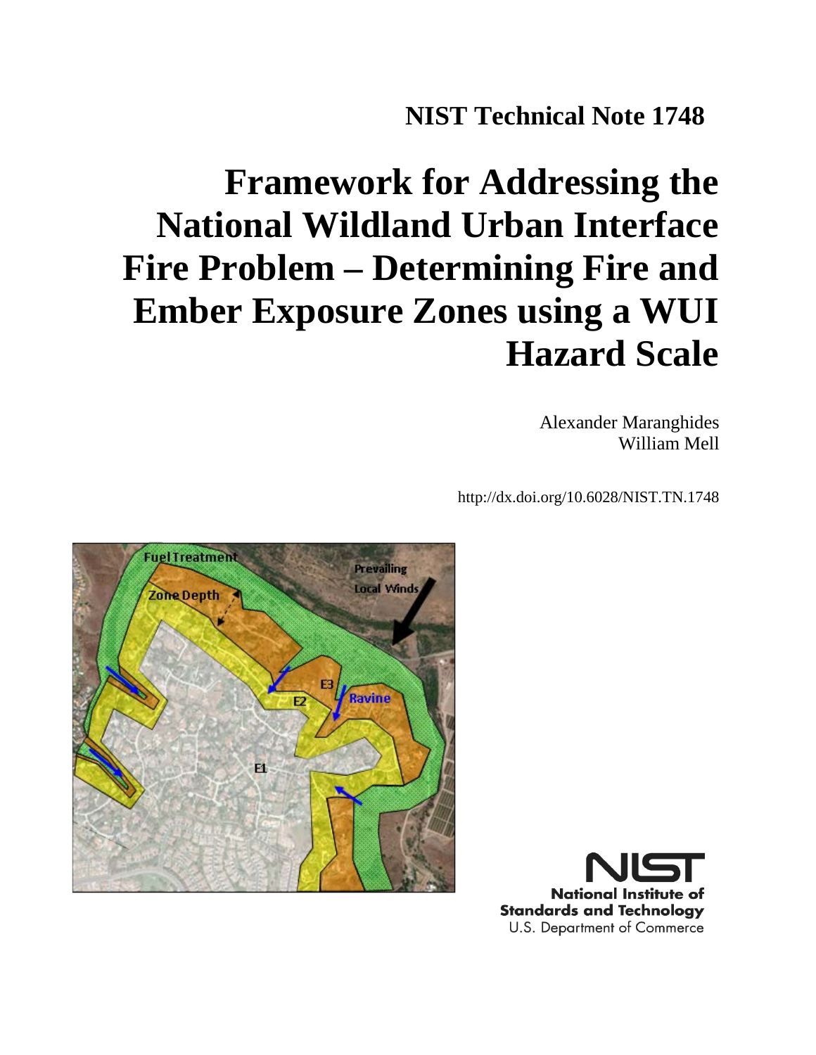**NIST Technical Note 1748**

# Framework for Addressing the National Wildland Urban Interface Fire Problem – Determining Fire and Ember Exposure Zones using a WUI Hazard Scale

Alexander Maranghides
William Mell

http://dx.doi.org/10.6028/NIST.TN.1748

National Institute of Standards and Technology
U.S. Department of Commerce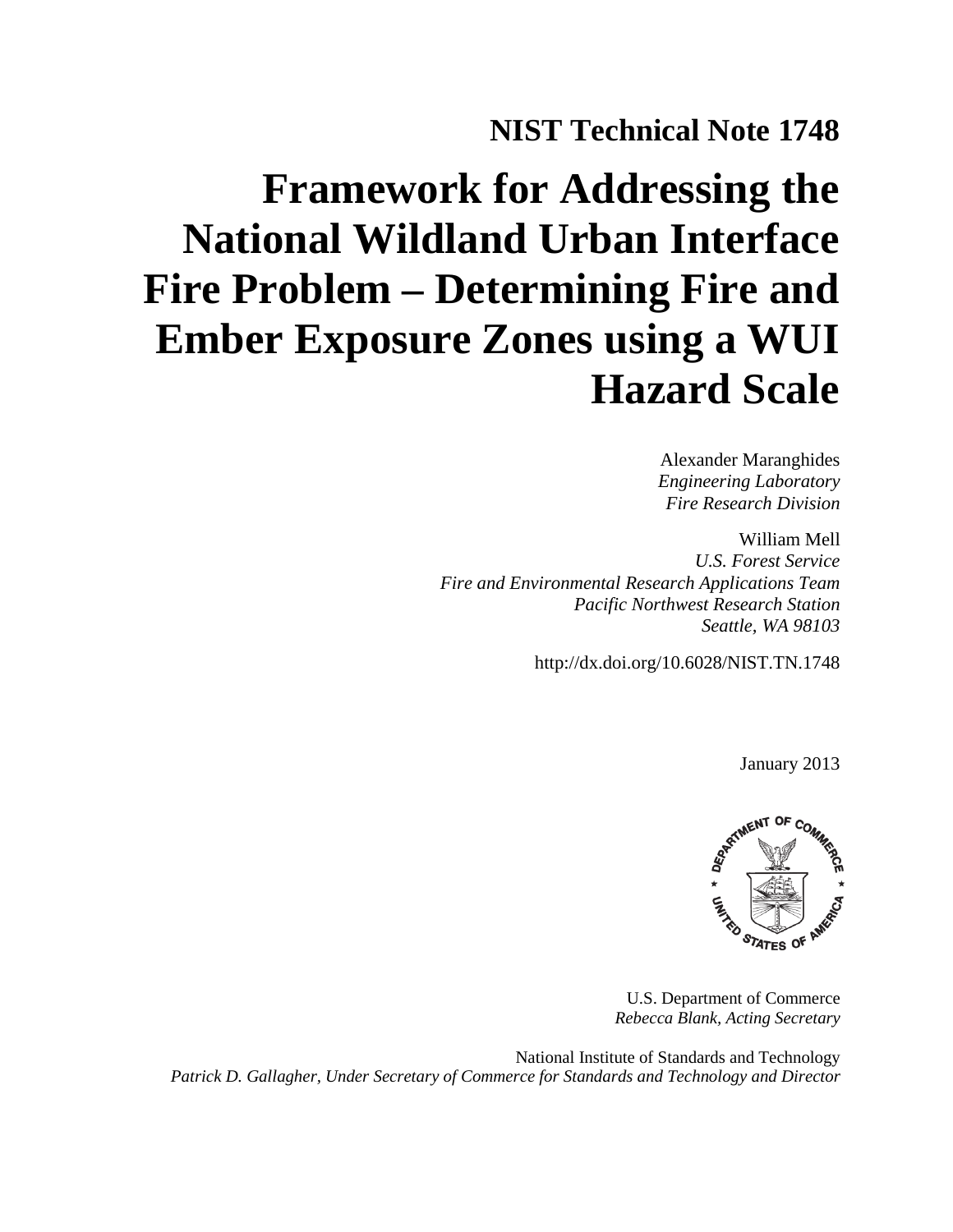# NIST Technical Note 1748

# Framework for Addressing the National Wildland Urban Interface Fire Problem – Determining Fire and Ember Exposure Zones using a WUI Hazard Scale

Alexander Maranghides
*Engineering Laboratory*
*Fire Research Division*

William Mell
*U.S. Forest Service*
*Fire and Environmental Research Applications Team*
*Pacific Northwest Research Station*
*Seattle, WA 98103*

http://dx.doi.org/10.6028/NIST.TN.1748

January 2013

U.S. Department of Commerce
*Rebecca Blank, Acting Secretary*

National Institute of Standards and Technology
*Patrick D. Gallagher, Under Secretary of Commerce for Standards and Technology and Director*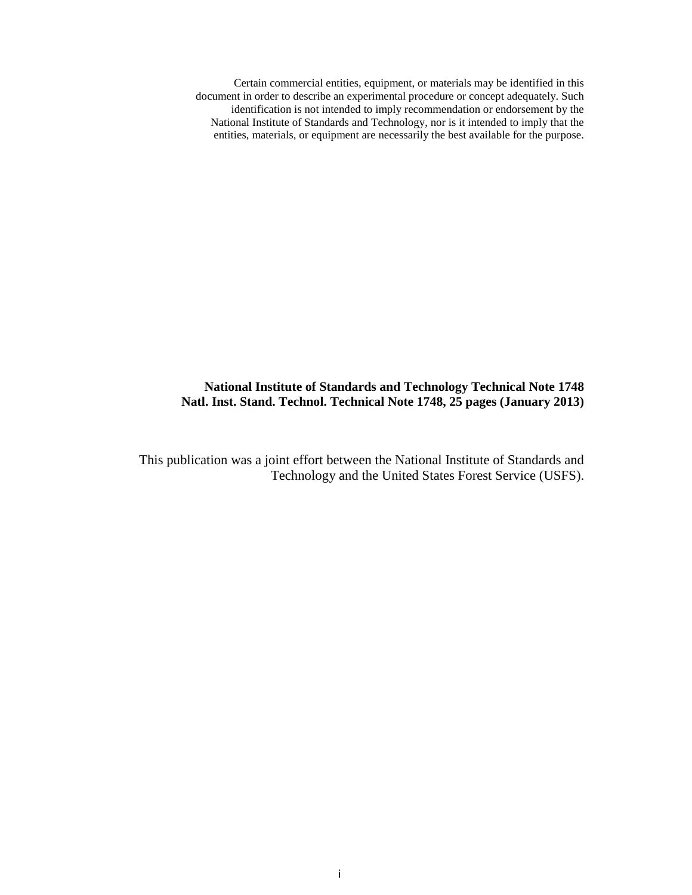Certain commercial entities, equipment, or materials may be identified in this document in order to describe an experimental procedure or concept adequately. Such identification is not intended to imply recommendation or endorsement by the National Institute of Standards and Technology, nor is it intended to imply that the entities, materials, or equipment are necessarily the best available for the purpose.

**National Institute of Standards and Technology Technical Note 1748**
**Natl. Inst. Stand. Technol. Technical Note 1748, 25 pages (January 2013)**

This publication was a joint effort between the National Institute of Standards and Technology and the United States Forest Service (USFS).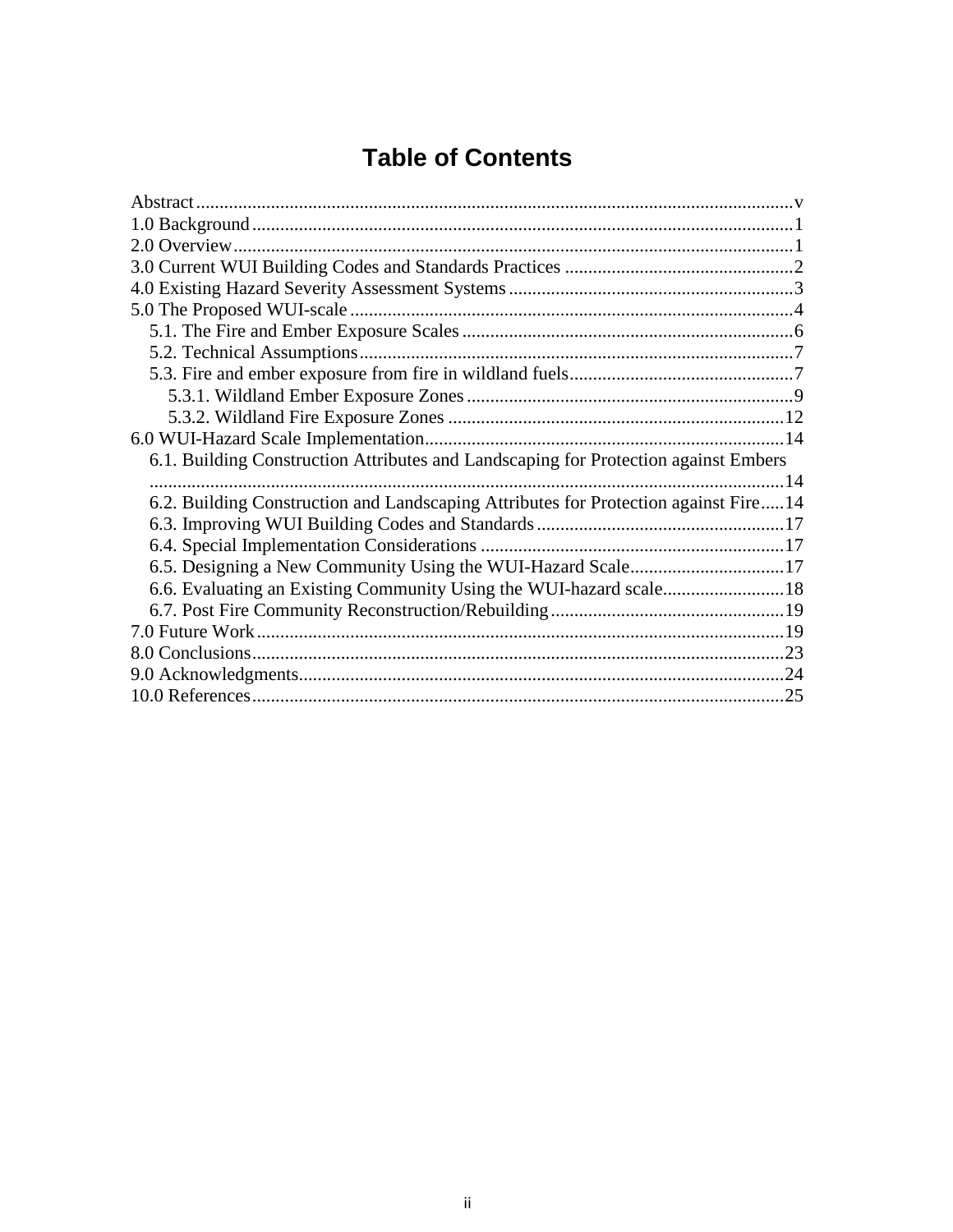# Table of Contents

Abstract ....................................................................................................................... v
1.0 Background ............................................................................................................ 1
2.0 Overview ................................................................................................................ 1
3.0 Current WUI Building Codes and Standards Practices ................................................. 2
4.0 Existing Hazard Severity Assessment Systems ............................................................ 3
5.0 The Proposed WUI-scale ............................................................................................. 4
- 5.1. The Fire and Ember Exposure Scales ..................................................................... 6
- 5.2. Technical Assumptions ............................................................................................ 7
- 5.3. Fire and ember exposure from fire in wildland fuels ................................................ 7
  - 5.3.1. Wildland Ember Exposure Zones ..................................................................... 9
  - 5.3.2. Wildland Fire Exposure Zones ........................................................................ 12

6.0 WUI-Hazard Scale Implementation ........................................................................... 14
- 6.1. Building Construction Attributes and Landscaping for Protection against Embers ..................................................................................................................... 14
- 6.2. Building Construction and Landscaping Attributes for Protection against Fire ..... 14
- 6.3. Improving WUI Building Codes and Standards ..................................................... 17
- 6.4. Special Implementation Considerations ................................................................. 17
- 6.5. Designing a New Community Using the WUI-Hazard Scale ................................. 17
- 6.6. Evaluating an Existing Community Using the WUI-hazard scale .......................... 18
- 6.7. Post Fire Community Reconstruction/Rebuilding .................................................. 19

7.0 Future Work ............................................................................................................. 19
8.0 Conclusions .............................................................................................................. 23
9.0 Acknowledgments ..................................................................................................... 24
10.0 References .............................................................................................................. 25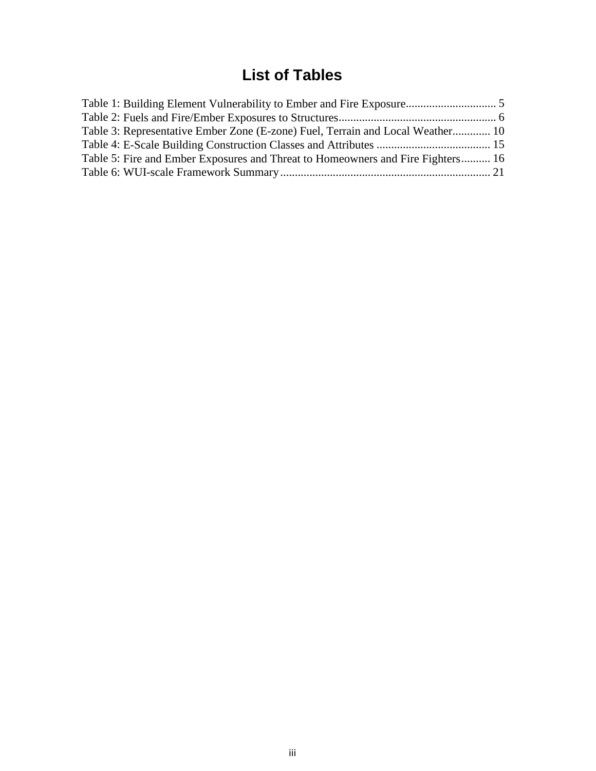# List of Tables

Table 1: Building Element Vulnerability to Ember and Fire Exposure............................... 5
Table 2: Fuels and Fire/Ember Exposures to Structures...................................................... 6
Table 3: Representative Ember Zone (E-zone) Fuel, Terrain and Local Weather............. 10
Table 4: E-Scale Building Construction Classes and Attributes ....................................... 15
Table 5: Fire and Ember Exposures and Threat to Homeowners and Fire Fighters.......... 16
Table 6: WUI-scale Framework Summary........................................................................ 21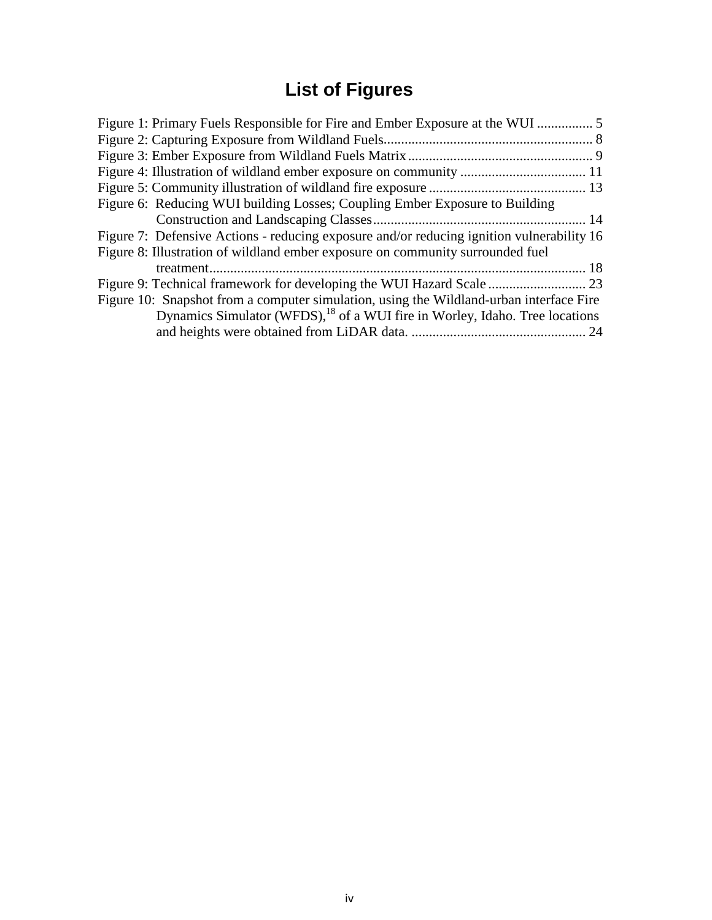# List of Figures

Figure 1: Primary Fuels Responsible for Fire and Ember Exposure at the WUI ................ 5

Figure 2: Capturing Exposure from Wildland Fuels............................................................ 8

Figure 3: Ember Exposure from Wildland Fuels Matrix..................................................... 9

Figure 4: Illustration of wildland ember exposure on community .................................... 11

Figure 5: Community illustration of wildland fire exposure ............................................. 13

Figure 6: Reducing WUI building Losses; Coupling Ember Exposure to Building Construction and Landscaping Classes............................................................. 14

Figure 7: Defensive Actions - reducing exposure and/or reducing ignition vulnerability 16

Figure 8: Illustration of wildland ember exposure on community surrounded fuel treatment........................................................................................................... 18

Figure 9: Technical framework for developing the WUI Hazard Scale ............................ 23

Figure 10: Snapshot from a computer simulation, using the Wildland-urban interface Fire Dynamics Simulator (WFDS),[18] of a WUI fire in Worley, Idaho. Tree locations and heights were obtained from LiDAR data. .................................................. 24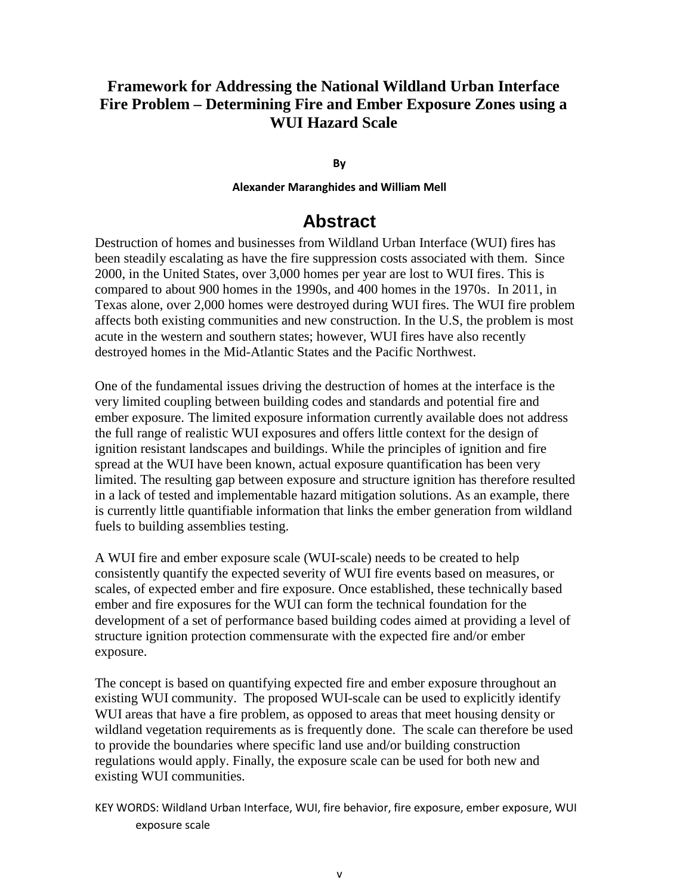# Framework for Addressing the National Wildland Urban Interface Fire Problem – Determining Fire and Ember Exposure Zones using a WUI Hazard Scale

**By**

**Alexander Maranghides and William Mell**

## Abstract

Destruction of homes and businesses from Wildland Urban Interface (WUI) fires has been steadily escalating as have the fire suppression costs associated with them. Since 2000, in the United States, over 3,000 homes per year are lost to WUI fires. This is compared to about 900 homes in the 1990s, and 400 homes in the 1970s. In 2011, in Texas alone, over 2,000 homes were destroyed during WUI fires. The WUI fire problem affects both existing communities and new construction. In the U.S, the problem is most acute in the western and southern states; however, WUI fires have also recently destroyed homes in the Mid-Atlantic States and the Pacific Northwest.

One of the fundamental issues driving the destruction of homes at the interface is the very limited coupling between building codes and standards and potential fire and ember exposure. The limited exposure information currently available does not address the full range of realistic WUI exposures and offers little context for the design of ignition resistant landscapes and buildings. While the principles of ignition and fire spread at the WUI have been known, actual exposure quantification has been very limited. The resulting gap between exposure and structure ignition has therefore resulted in a lack of tested and implementable hazard mitigation solutions. As an example, there is currently little quantifiable information that links the ember generation from wildland fuels to building assemblies testing.

A WUI fire and ember exposure scale (WUI-scale) needs to be created to help consistently quantify the expected severity of WUI fire events based on measures, or scales, of expected ember and fire exposure. Once established, these technically based ember and fire exposures for the WUI can form the technical foundation for the development of a set of performance based building codes aimed at providing a level of structure ignition protection commensurate with the expected fire and/or ember exposure.

The concept is based on quantifying expected fire and ember exposure throughout an existing WUI community. The proposed WUI-scale can be used to explicitly identify WUI areas that have a fire problem, as opposed to areas that meet housing density or wildland vegetation requirements as is frequently done. The scale can therefore be used to provide the boundaries where specific land use and/or building construction regulations would apply. Finally, the exposure scale can be used for both new and existing WUI communities.

KEY WORDS: Wildland Urban Interface, WUI, fire behavior, fire exposure, ember exposure, WUI exposure scale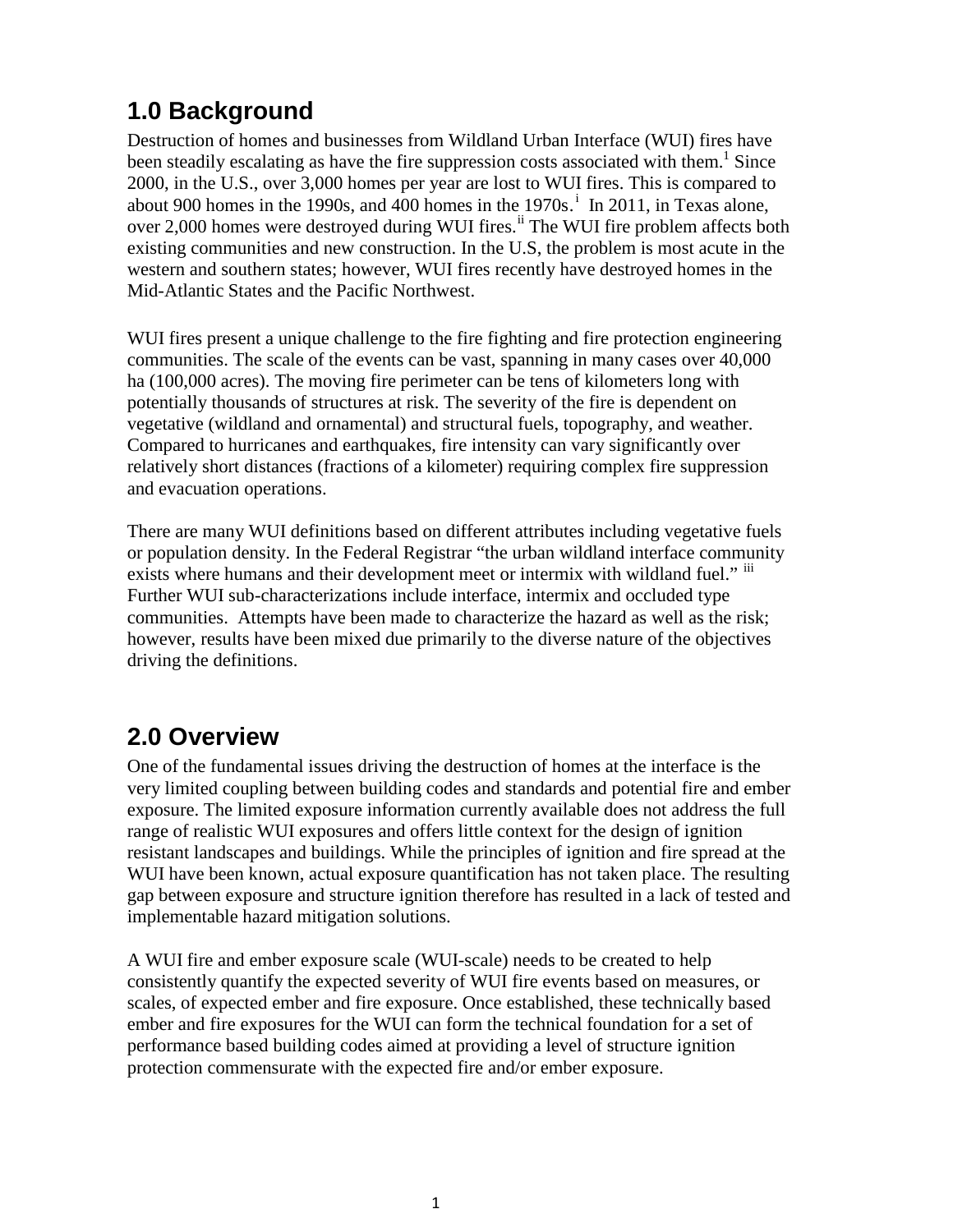## 1.0 Background

Destruction of homes and businesses from Wildland Urban Interface (WUI) fires have been steadily escalating as have the fire suppression costs associated with them.[1] Since 2000, in the U.S., over 3,000 homes per year are lost to WUI fires. This is compared to about 900 homes in the 1990s, and 400 homes in the 1970s.[i] In 2011, in Texas alone, over 2,000 homes were destroyed during WUI fires.[ii] The WUI fire problem affects both existing communities and new construction. In the U.S, the problem is most acute in the western and southern states; however, WUI fires recently have destroyed homes in the Mid-Atlantic States and the Pacific Northwest.

WUI fires present a unique challenge to the fire fighting and fire protection engineering communities. The scale of the events can be vast, spanning in many cases over 40,000 ha (100,000 acres). The moving fire perimeter can be tens of kilometers long with potentially thousands of structures at risk. The severity of the fire is dependent on vegetative (wildland and ornamental) and structural fuels, topography, and weather. Compared to hurricanes and earthquakes, fire intensity can vary significantly over relatively short distances (fractions of a kilometer) requiring complex fire suppression and evacuation operations.

There are many WUI definitions based on different attributes including vegetative fuels or population density. In the Federal Registrar "the urban wildland interface community exists where humans and their development meet or intermix with wildland fuel." [iii] Further WUI sub-characterizations include interface, intermix and occluded type communities. Attempts have been made to characterize the hazard as well as the risk; however, results have been mixed due primarily to the diverse nature of the objectives driving the definitions.

## 2.0 Overview

One of the fundamental issues driving the destruction of homes at the interface is the very limited coupling between building codes and standards and potential fire and ember exposure. The limited exposure information currently available does not address the full range of realistic WUI exposures and offers little context for the design of ignition resistant landscapes and buildings. While the principles of ignition and fire spread at the WUI have been known, actual exposure quantification has not taken place. The resulting gap between exposure and structure ignition therefore has resulted in a lack of tested and implementable hazard mitigation solutions.

A WUI fire and ember exposure scale (WUI-scale) needs to be created to help consistently quantify the expected severity of WUI fire events based on measures, or scales, of expected ember and fire exposure. Once established, these technically based ember and fire exposures for the WUI can form the technical foundation for a set of performance based building codes aimed at providing a level of structure ignition protection commensurate with the expected fire and/or ember exposure.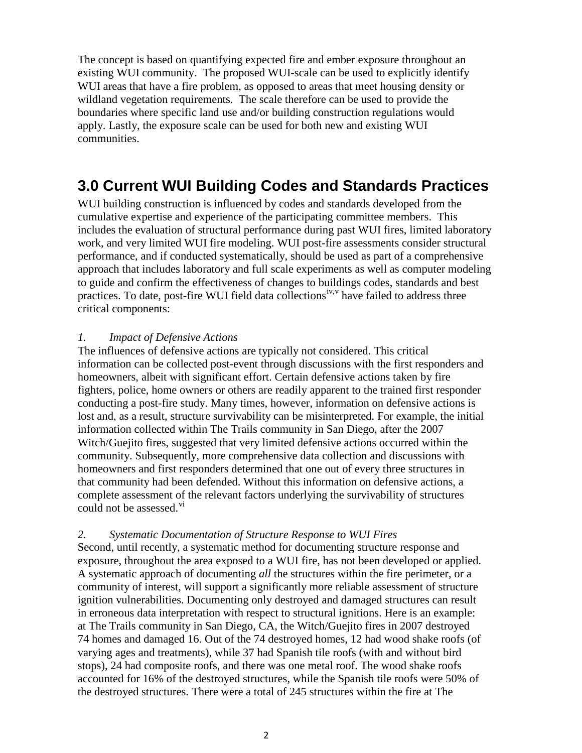The concept is based on quantifying expected fire and ember exposure throughout an existing WUI community. The proposed WUI-scale can be used to explicitly identify WUI areas that have a fire problem, as opposed to areas that meet housing density or wildland vegetation requirements. The scale therefore can be used to provide the boundaries where specific land use and/or building construction regulations would apply. Lastly, the exposure scale can be used for both new and existing WUI communities.

## 3.0 Current WUI Building Codes and Standards Practices

WUI building construction is influenced by codes and standards developed from the cumulative expertise and experience of the participating committee members. This includes the evaluation of structural performance during past WUI fires, limited laboratory work, and very limited WUI fire modeling. WUI post-fire assessments consider structural performance, and if conducted systematically, should be used as part of a comprehensive approach that includes laboratory and full scale experiments as well as computer modeling to guide and confirm the effectiveness of changes to buildings codes, standards and best practices. To date, post-fire WUI field data collections[iv,v] have failed to address three critical components:

*1. Impact of Defensive Actions*

The influences of defensive actions are typically not considered. This critical information can be collected post-event through discussions with the first responders and homeowners, albeit with significant effort. Certain defensive actions taken by fire fighters, police, home owners or others are readily apparent to the trained first responder conducting a post-fire study. Many times, however, information on defensive actions is lost and, as a result, structure survivability can be misinterpreted. For example, the initial information collected within The Trails community in San Diego, after the 2007 Witch/Guejito fires, suggested that very limited defensive actions occurred within the community. Subsequently, more comprehensive data collection and discussions with homeowners and first responders determined that one out of every three structures in that community had been defended. Without this information on defensive actions, a complete assessment of the relevant factors underlying the survivability of structures could not be assessed.[vi]

*2. Systematic Documentation of Structure Response to WUI Fires*

Second, until recently, a systematic method for documenting structure response and exposure, throughout the area exposed to a WUI fire, has not been developed or applied. A systematic approach of documenting *all* the structures within the fire perimeter, or a community of interest, will support a significantly more reliable assessment of structure ignition vulnerabilities. Documenting only destroyed and damaged structures can result in erroneous data interpretation with respect to structural ignitions. Here is an example: at The Trails community in San Diego, CA, the Witch/Guejito fires in 2007 destroyed 74 homes and damaged 16. Out of the 74 destroyed homes, 12 had wood shake roofs (of varying ages and treatments), while 37 had Spanish tile roofs (with and without bird stops), 24 had composite roofs, and there was one metal roof. The wood shake roofs accounted for 16% of the destroyed structures, while the Spanish tile roofs were 50% of the destroyed structures. There were a total of 245 structures within the fire at The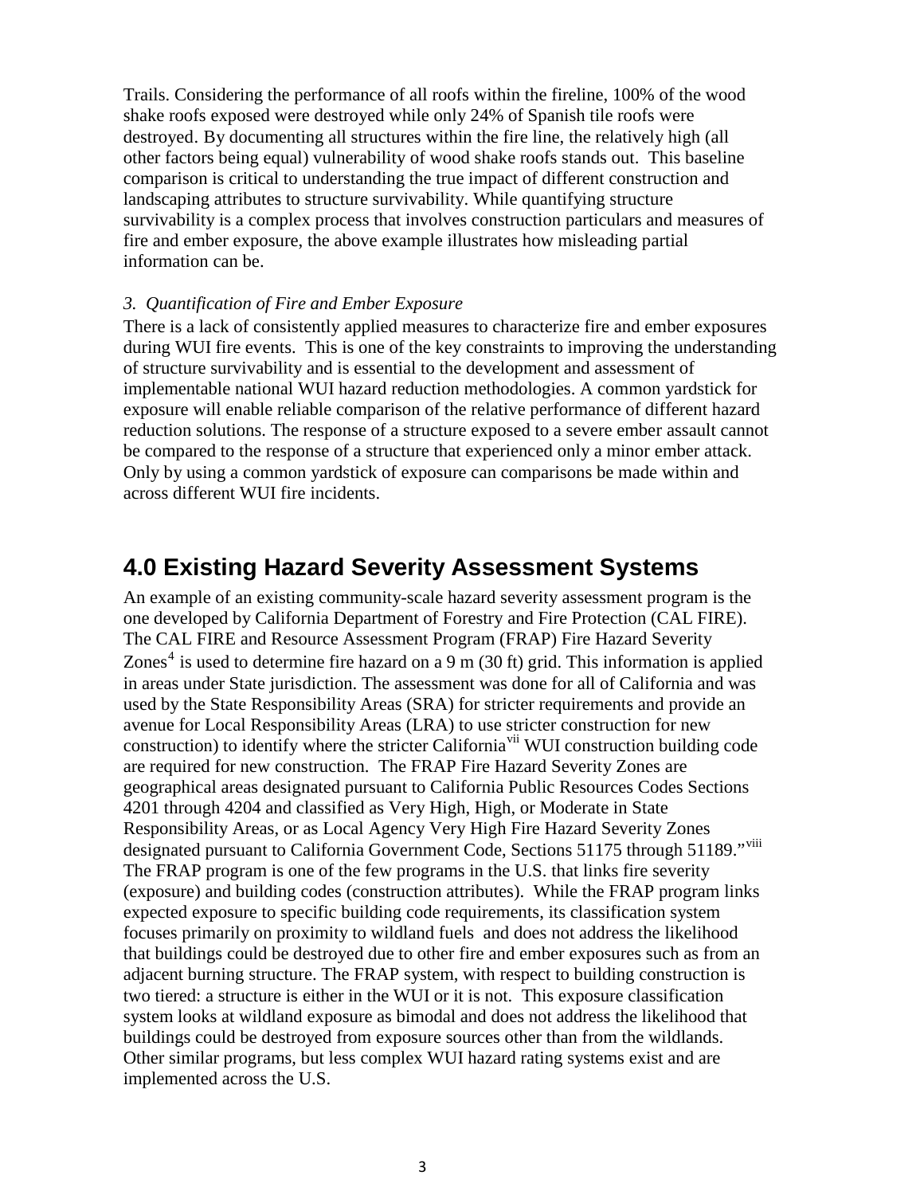Trails. Considering the performance of all roofs within the fireline, 100% of the wood shake roofs exposed were destroyed while only 24% of Spanish tile roofs were destroyed. By documenting all structures within the fire line, the relatively high (all other factors being equal) vulnerability of wood shake roofs stands out. This baseline comparison is critical to understanding the true impact of different construction and landscaping attributes to structure survivability. While quantifying structure survivability is a complex process that involves construction particulars and measures of fire and ember exposure, the above example illustrates how misleading partial information can be.

*3. Quantification of Fire and Ember Exposure*

There is a lack of consistently applied measures to characterize fire and ember exposures during WUI fire events. This is one of the key constraints to improving the understanding of structure survivability and is essential to the development and assessment of implementable national WUI hazard reduction methodologies. A common yardstick for exposure will enable reliable comparison of the relative performance of different hazard reduction solutions. The response of a structure exposed to a severe ember assault cannot be compared to the response of a structure that experienced only a minor ember attack. Only by using a common yardstick of exposure can comparisons be made within and across different WUI fire incidents.

## 4.0 Existing Hazard Severity Assessment Systems

An example of an existing community-scale hazard severity assessment program is the one developed by California Department of Forestry and Fire Protection (CAL FIRE). The CAL FIRE and Resource Assessment Program (FRAP) Fire Hazard Severity Zones[4] is used to determine fire hazard on a 9 m (30 ft) grid. This information is applied in areas under State jurisdiction. The assessment was done for all of California and was used by the State Responsibility Areas (SRA) for stricter requirements and provide an avenue for Local Responsibility Areas (LRA) to use stricter construction for new construction) to identify where the stricter California[vii] WUI construction building code are required for new construction. The FRAP Fire Hazard Severity Zones are geographical areas designated pursuant to California Public Resources Codes Sections 4201 through 4204 and classified as Very High, High, or Moderate in State Responsibility Areas, or as Local Agency Very High Fire Hazard Severity Zones designated pursuant to California Government Code, Sections 51175 through 51189."[viii] The FRAP program is one of the few programs in the U.S. that links fire severity (exposure) and building codes (construction attributes). While the FRAP program links expected exposure to specific building code requirements, its classification system focuses primarily on proximity to wildland fuels and does not address the likelihood that buildings could be destroyed due to other fire and ember exposures such as from an adjacent burning structure. The FRAP system, with respect to building construction is two tiered: a structure is either in the WUI or it is not. This exposure classification system looks at wildland exposure as bimodal and does not address the likelihood that buildings could be destroyed from exposure sources other than from the wildlands. Other similar programs, but less complex WUI hazard rating systems exist and are implemented across the U.S.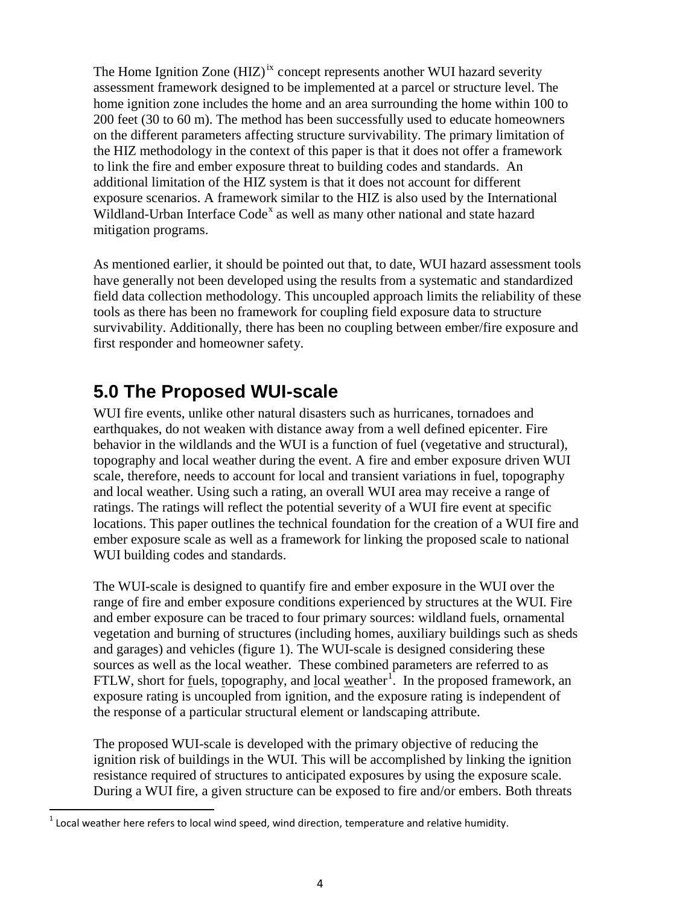The Home Ignition Zone (HIZ)[ix] concept represents another WUI hazard severity assessment framework designed to be implemented at a parcel or structure level. The home ignition zone includes the home and an area surrounding the home within 100 to 200 feet (30 to 60 m). The method has been successfully used to educate homeowners on the different parameters affecting structure survivability. The primary limitation of the HIZ methodology in the context of this paper is that it does not offer a framework to link the fire and ember exposure threat to building codes and standards. An additional limitation of the HIZ system is that it does not account for different exposure scenarios. A framework similar to the HIZ is also used by the International Wildland-Urban Interface Code[x] as well as many other national and state hazard mitigation programs.

As mentioned earlier, it should be pointed out that, to date, WUI hazard assessment tools have generally not been developed using the results from a systematic and standardized field data collection methodology. This uncoupled approach limits the reliability of these tools as there has been no framework for coupling field exposure data to structure survivability. Additionally, there has been no coupling between ember/fire exposure and first responder and homeowner safety.

## 5.0 The Proposed WUI-scale

WUI fire events, unlike other natural disasters such as hurricanes, tornadoes and earthquakes, do not weaken with distance away from a well defined epicenter. Fire behavior in the wildlands and the WUI is a function of fuel (vegetative and structural), topography and local weather during the event. A fire and ember exposure driven WUI scale, therefore, needs to account for local and transient variations in fuel, topography and local weather. Using such a rating, an overall WUI area may receive a range of ratings. The ratings will reflect the potential severity of a WUI fire event at specific locations. This paper outlines the technical foundation for the creation of a WUI fire and ember exposure scale as well as a framework for linking the proposed scale to national WUI building codes and standards.

The WUI-scale is designed to quantify fire and ember exposure in the WUI over the range of fire and ember exposure conditions experienced by structures at the WUI. Fire and ember exposure can be traced to four primary sources: wildland fuels, ornamental vegetation and burning of structures (including homes, auxiliary buildings such as sheds and garages) and vehicles (figure 1). The WUI-scale is designed considering these sources as well as the local weather. These combined parameters are referred to as FTLW, short for fuels, topography, and local weather[1]. In the proposed framework, an exposure rating is uncoupled from ignition, and the exposure rating is independent of the response of a particular structural element or landscaping attribute.

The proposed WUI-scale is developed with the primary objective of reducing the ignition risk of buildings in the WUI. This will be accomplished by linking the ignition resistance required of structures to anticipated exposures by using the exposure scale. During a WUI fire, a given structure can be exposed to fire and/or embers. Both threats

[1] Local weather here refers to local wind speed, wind direction, temperature and relative humidity.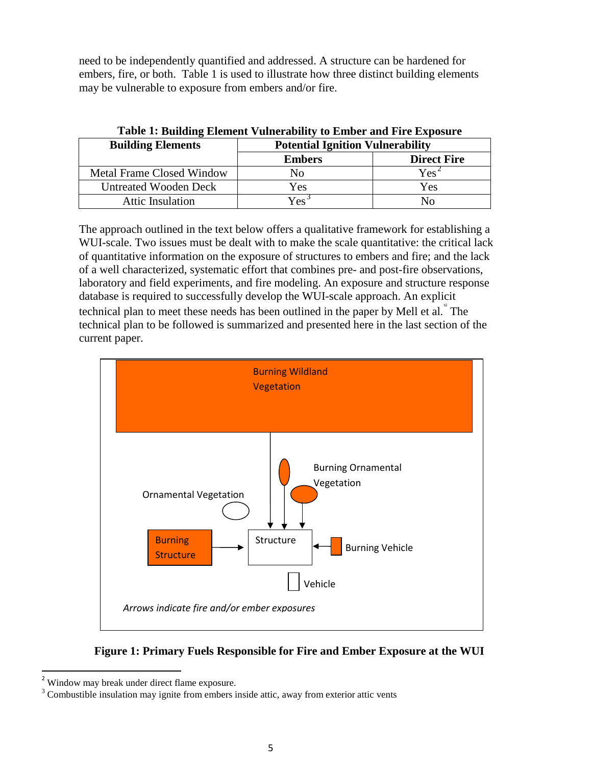need to be independently quantified and addressed. A structure can be hardened for embers, fire, or both. Table 1 is used to illustrate how three distinct building elements may be vulnerable to exposure from embers and/or fire.

**Table 1: Building Element Vulnerability to Ember and Fire Exposure**

| Building Elements | Potential Ignition Vulnerability | |
|---|---|---|
| | **Embers** | **Direct Fire** |
| Metal Frame Closed Window | No | Yes[2] |
| Untreated Wooden Deck | Yes | Yes |
| Attic Insulation | Yes[3] | No |

The approach outlined in the text below offers a qualitative framework for establishing a WUI-scale. Two issues must be dealt with to make the scale quantitative: the critical lack of quantitative information on the exposure of structures to embers and fire; and the lack of a well characterized, systematic effort that combines pre- and post-fire observations, laboratory and field experiments, and fire modeling. An exposure and structure response database is required to successfully develop the WUI-scale approach. An explicit technical plan to meet these needs has been outlined in the paper by Mell et al.[xi] The technical plan to be followed is summarized and presented here in the last section of the current paper.

Burning Wildland Vegetation

Burning Ornamental Vegetation

Ornamental Vegetation

Burning Structure

Structure

Burning Vehicle

Vehicle

*Arrows indicate fire and/or ember exposures*

**Figure 1: Primary Fuels Responsible for Fire and Ember Exposure at the WUI**

[2] Window may break under direct flame exposure.

[3] Combustible insulation may ignite from embers inside attic, away from exterior attic vents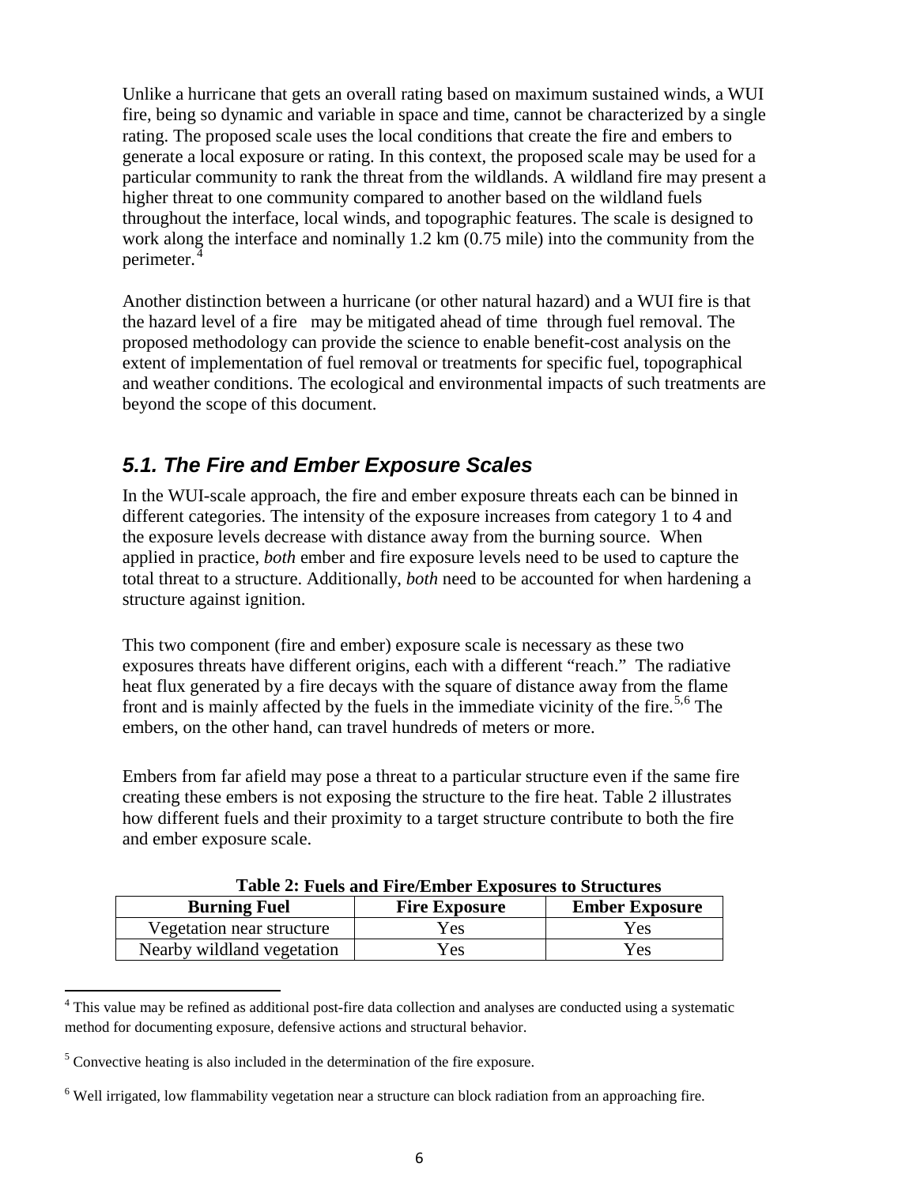Unlike a hurricane that gets an overall rating based on maximum sustained winds, a WUI fire, being so dynamic and variable in space and time, cannot be characterized by a single rating. The proposed scale uses the local conditions that create the fire and embers to generate a local exposure or rating. In this context, the proposed scale may be used for a particular community to rank the threat from the wildlands. A wildland fire may present a higher threat to one community compared to another based on the wildland fuels throughout the interface, local winds, and topographic features. The scale is designed to work along the interface and nominally 1.2 km (0.75 mile) into the community from the perimeter.[4]

Another distinction between a hurricane (or other natural hazard) and a WUI fire is that the hazard level of a fire may be mitigated ahead of time through fuel removal. The proposed methodology can provide the science to enable benefit-cost analysis on the extent of implementation of fuel removal or treatments for specific fuel, topographical and weather conditions. The ecological and environmental impacts of such treatments are beyond the scope of this document.

## *5.1. The Fire and Ember Exposure Scales*

In the WUI-scale approach, the fire and ember exposure threats each can be binned in different categories. The intensity of the exposure increases from category 1 to 4 and the exposure levels decrease with distance away from the burning source. When applied in practice, *both* ember and fire exposure levels need to be used to capture the total threat to a structure. Additionally, *both* need to be accounted for when hardening a structure against ignition.

This two component (fire and ember) exposure scale is necessary as these two exposures threats have different origins, each with a different "reach." The radiative heat flux generated by a fire decays with the square of distance away from the flame front and is mainly affected by the fuels in the immediate vicinity of the fire.[5,6] The embers, on the other hand, can travel hundreds of meters or more.

Embers from far afield may pose a threat to a particular structure even if the same fire creating these embers is not exposing the structure to the fire heat. Table 2 illustrates how different fuels and their proximity to a target structure contribute to both the fire and ember exposure scale.

**Table 2: Fuels and Fire/Ember Exposures to Structures**

| Burning Fuel | Fire Exposure | Ember Exposure |
|---|---|---|
| Vegetation near structure | Yes | Yes |
| Nearby wildland vegetation | Yes | Yes |

[4] This value may be refined as additional post-fire data collection and analyses are conducted using a systematic method for documenting exposure, defensive actions and structural behavior.

[5] Convective heating is also included in the determination of the fire exposure.

[6] Well irrigated, low flammability vegetation near a structure can block radiation from an approaching fire.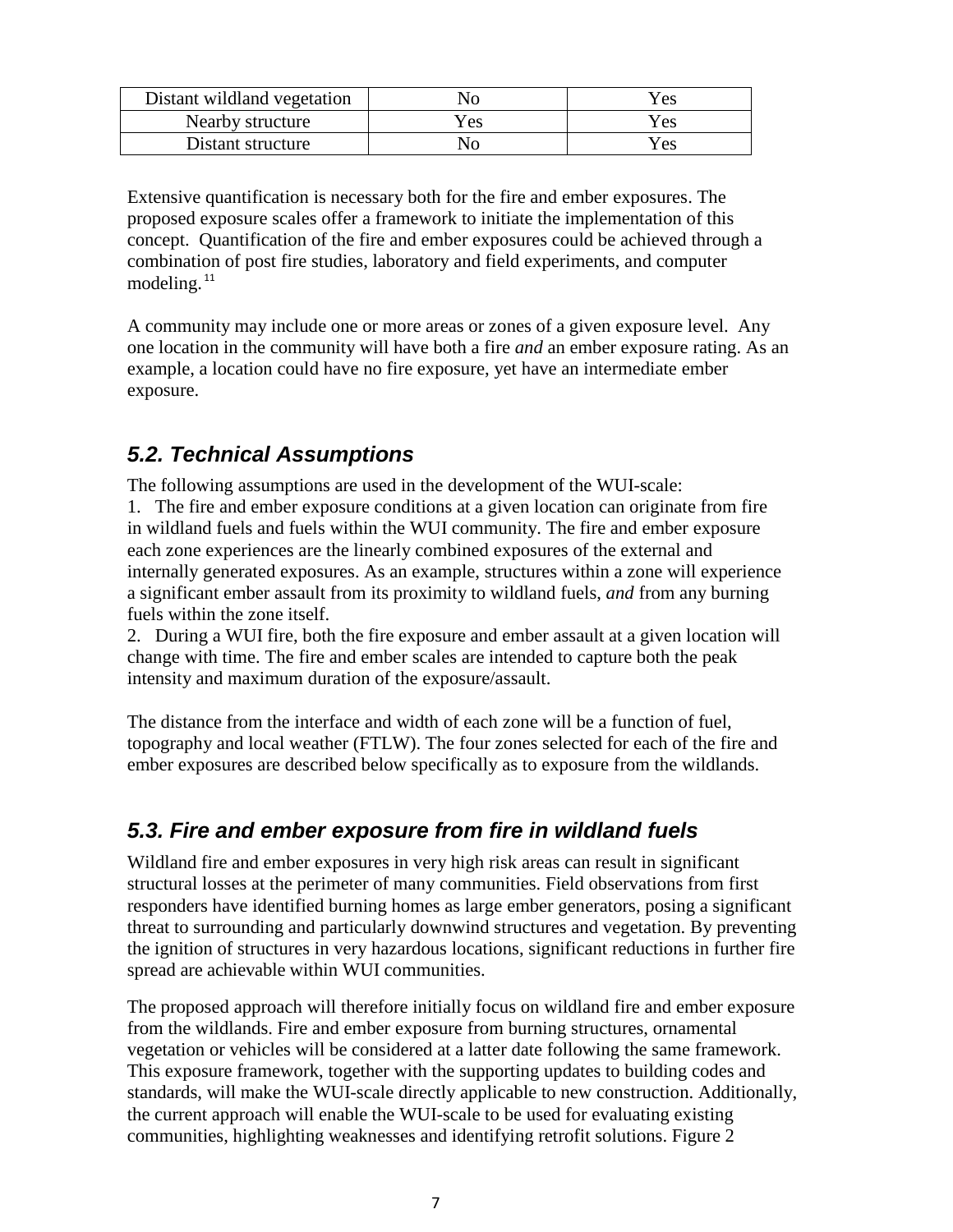| | | |
|---|---|---|
| Distant wildland vegetation | No | Yes |
| Nearby structure | Yes | Yes |
| Distant structure | No | Yes |

Extensive quantification is necessary both for the fire and ember exposures. The proposed exposure scales offer a framework to initiate the implementation of this concept. Quantification of the fire and ember exposures could be achieved through a combination of post fire studies, laboratory and field experiments, and computer modeling.[11]

A community may include one or more areas or zones of a given exposure level. Any one location in the community will have both a fire *and* an ember exposure rating. As an example, a location could have no fire exposure, yet have an intermediate ember exposure.

## *5.2. Technical Assumptions*

The following assumptions are used in the development of the WUI-scale:

1. The fire and ember exposure conditions at a given location can originate from fire in wildland fuels and fuels within the WUI community. The fire and ember exposure each zone experiences are the linearly combined exposures of the external and internally generated exposures. As an example, structures within a zone will experience a significant ember assault from its proximity to wildland fuels, *and* from any burning fuels within the zone itself.
2. During a WUI fire, both the fire exposure and ember assault at a given location will change with time. The fire and ember scales are intended to capture both the peak intensity and maximum duration of the exposure/assault.

The distance from the interface and width of each zone will be a function of fuel, topography and local weather (FTLW). The four zones selected for each of the fire and ember exposures are described below specifically as to exposure from the wildlands.

## *5.3. Fire and ember exposure from fire in wildland fuels*

Wildland fire and ember exposures in very high risk areas can result in significant structural losses at the perimeter of many communities. Field observations from first responders have identified burning homes as large ember generators, posing a significant threat to surrounding and particularly downwind structures and vegetation. By preventing the ignition of structures in very hazardous locations, significant reductions in further fire spread are achievable within WUI communities.

The proposed approach will therefore initially focus on wildland fire and ember exposure from the wildlands. Fire and ember exposure from burning structures, ornamental vegetation or vehicles will be considered at a latter date following the same framework. This exposure framework, together with the supporting updates to building codes and standards, will make the WUI-scale directly applicable to new construction. Additionally, the current approach will enable the WUI-scale to be used for evaluating existing communities, highlighting weaknesses and identifying retrofit solutions. Figure 2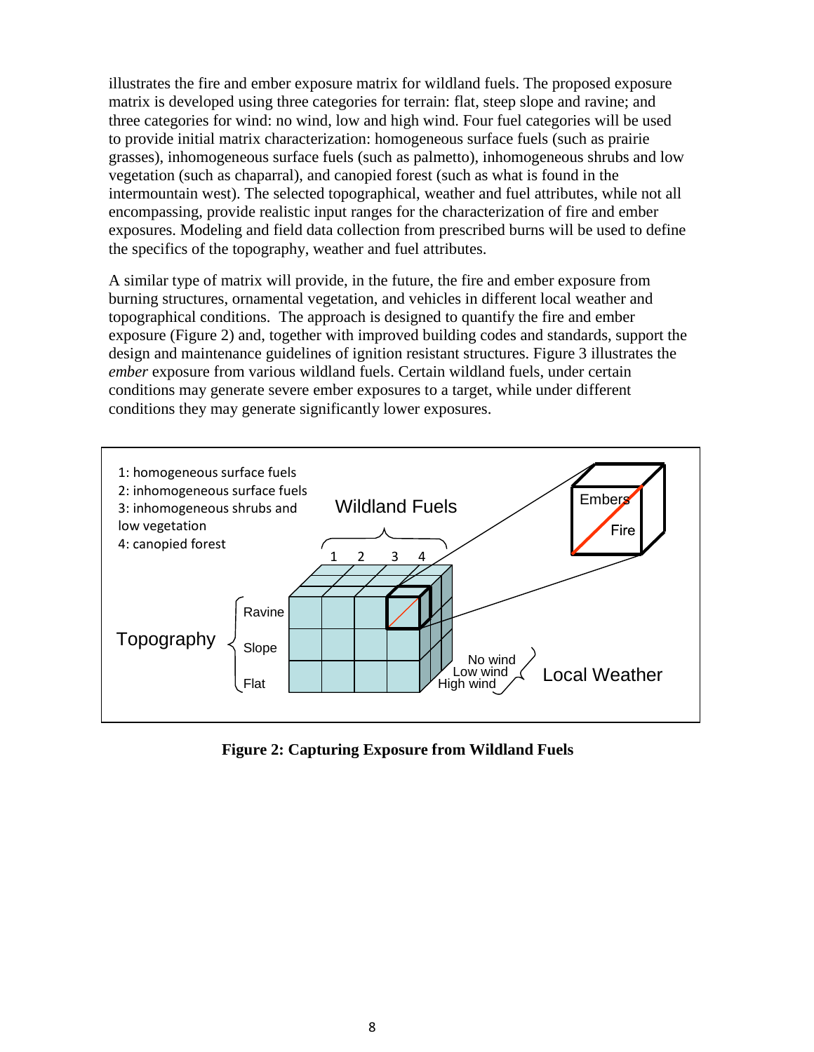illustrates the fire and ember exposure matrix for wildland fuels. The proposed exposure matrix is developed using three categories for terrain: flat, steep slope and ravine; and three categories for wind: no wind, low and high wind. Four fuel categories will be used to provide initial matrix characterization: homogeneous surface fuels (such as prairie grasses), inhomogeneous surface fuels (such as palmetto), inhomogeneous shrubs and low vegetation (such as chaparral), and canopied forest (such as what is found in the intermountain west). The selected topographical, weather and fuel attributes, while not all encompassing, provide realistic input ranges for the characterization of fire and ember exposures. Modeling and field data collection from prescribed burns will be used to define the specifics of the topography, weather and fuel attributes.

A similar type of matrix will provide, in the future, the fire and ember exposure from burning structures, ornamental vegetation, and vehicles in different local weather and topographical conditions. The approach is designed to quantify the fire and ember exposure (Figure 2) and, together with improved building codes and standards, support the design and maintenance guidelines of ignition resistant structures. Figure 3 illustrates the *ember* exposure from various wildland fuels. Certain wildland fuels, under certain conditions may generate severe ember exposures to a target, while under different conditions they may generate significantly lower exposures.

**Figure 2: Capturing Exposure from Wildland Fuels**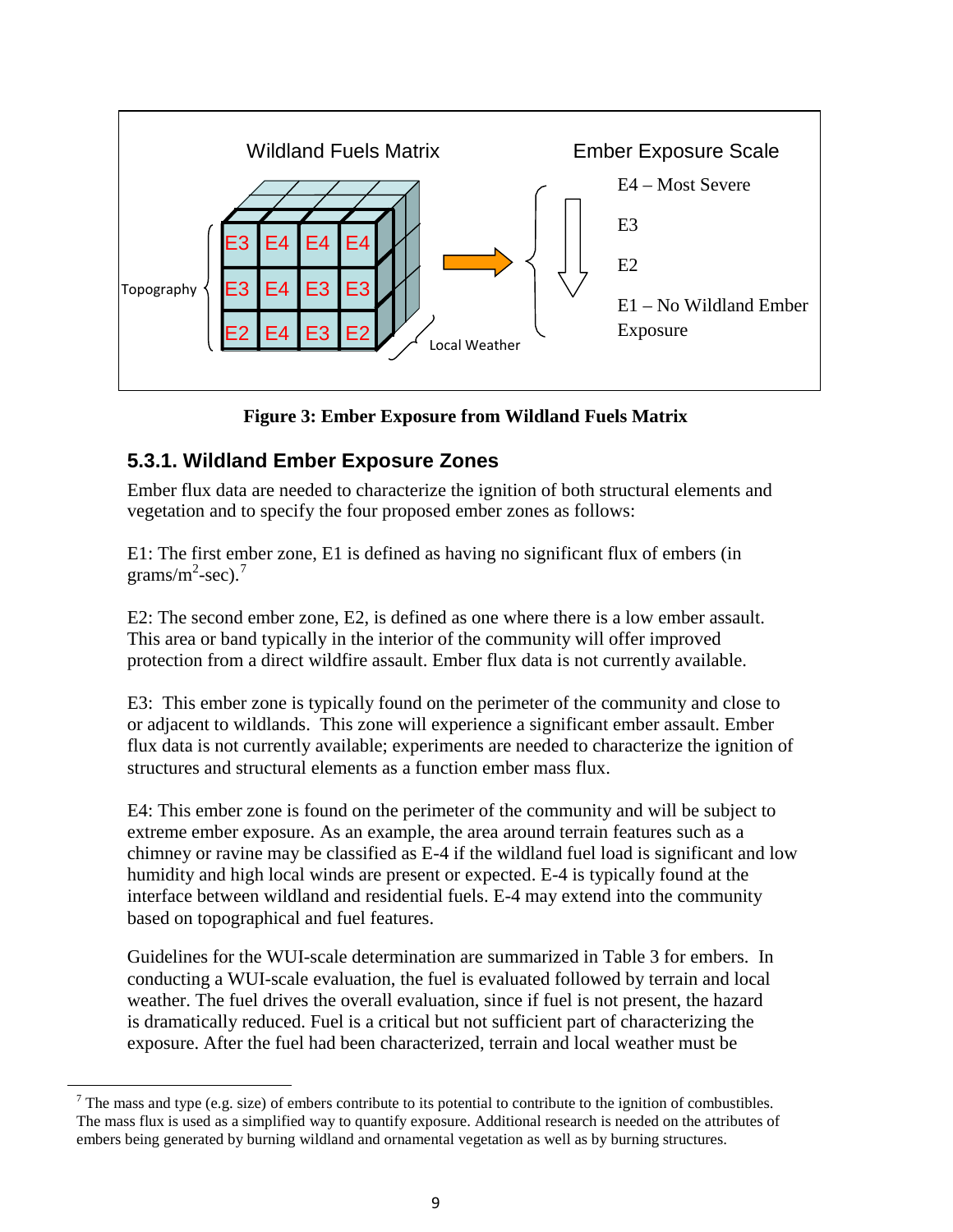Wildland Fuels Matrix

Ember Exposure Scale

| | | | |
|---|---|---|---|
| E3 | E4 | E4 | E4 |
| E3 | E4 | E3 | E3 |
| E2 | E4 | E3 | E2 |

Topography

Local Weather

E4 – Most Severe

E3

E2

E1 – No Wildland Ember Exposure

**Figure 3: Ember Exposure from Wildland Fuels Matrix**

### 5.3.1. Wildland Ember Exposure Zones

Ember flux data are needed to characterize the ignition of both structural elements and vegetation and to specify the four proposed ember zones as follows:

E1: The first ember zone, E1 is defined as having no significant flux of embers (in grams/$m^2$-sec).[7]

E2: The second ember zone, E2, is defined as one where there is a low ember assault. This area or band typically in the interior of the community will offer improved protection from a direct wildfire assault. Ember flux data is not currently available.

E3: This ember zone is typically found on the perimeter of the community and close to or adjacent to wildlands. This zone will experience a significant ember assault. Ember flux data is not currently available; experiments are needed to characterize the ignition of structures and structural elements as a function ember mass flux.

E4: This ember zone is found on the perimeter of the community and will be subject to extreme ember exposure. As an example, the area around terrain features such as a chimney or ravine may be classified as E-4 if the wildland fuel load is significant and low humidity and high local winds are present or expected. E-4 is typically found at the interface between wildland and residential fuels. E-4 may extend into the community based on topographical and fuel features.

Guidelines for the WUI-scale determination are summarized in Table 3 for embers. In conducting a WUI-scale evaluation, the fuel is evaluated followed by terrain and local weather. The fuel drives the overall evaluation, since if fuel is not present, the hazard is dramatically reduced. Fuel is a critical but not sufficient part of characterizing the exposure. After the fuel had been characterized, terrain and local weather must be

[7] The mass and type (e.g. size) of embers contribute to its potential to contribute to the ignition of combustibles. The mass flux is used as a simplified way to quantify exposure. Additional research is needed on the attributes of embers being generated by burning wildland and ornamental vegetation as well as by burning structures.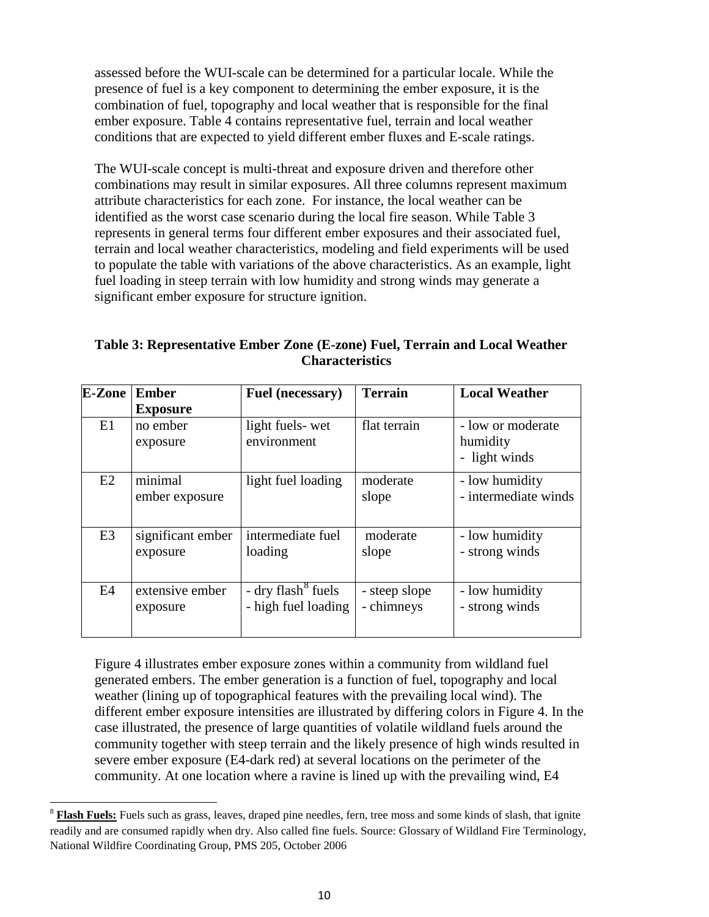assessed before the WUI-scale can be determined for a particular locale. While the presence of fuel is a key component to determining the ember exposure, it is the combination of fuel, topography and local weather that is responsible for the final ember exposure. Table 4 contains representative fuel, terrain and local weather conditions that are expected to yield different ember fluxes and E-scale ratings.

The WUI-scale concept is multi-threat and exposure driven and therefore other combinations may result in similar exposures. All three columns represent maximum attribute characteristics for each zone. For instance, the local weather can be identified as the worst case scenario during the local fire season. While Table 3 represents in general terms four different ember exposures and their associated fuel, terrain and local weather characteristics, modeling and field experiments will be used to populate the table with variations of the above characteristics. As an example, light fuel loading in steep terrain with low humidity and strong winds may generate a significant ember exposure for structure ignition.

**Table 3: Representative Ember Zone (E-zone) Fuel, Terrain and Local Weather Characteristics**

| E-Zone | Ember Exposure | Fuel (necessary) | Terrain | Local Weather |
|---|---|---|---|---|
| E1 | no ember exposure | light fuels- wet environment | flat terrain | - low or moderate humidity<br>- light winds |
| E2 | minimal ember exposure | light fuel loading | moderate slope | - low humidity<br>- intermediate winds |
| E3 | significant ember exposure | intermediate fuel loading | moderate slope | - low humidity<br>- strong winds |
| E4 | extensive ember exposure | - dry flash[8] fuels<br>- high fuel loading | - steep slope<br>- chimneys | - low humidity<br>- strong winds |

Figure 4 illustrates ember exposure zones within a community from wildland fuel generated embers. The ember generation is a function of fuel, topography and local weather (lining up of topographical features with the prevailing local wind). The different ember exposure intensities are illustrated by differing colors in Figure 4. In the case illustrated, the presence of large quantities of volatile wildland fuels around the community together with steep terrain and the likely presence of high winds resulted in severe ember exposure (E4-dark red) at several locations on the perimeter of the community. At one location where a ravine is lined up with the prevailing wind, E4

[8] **Flash Fuels:** Fuels such as grass, leaves, draped pine needles, fern, tree moss and some kinds of slash, that ignite readily and are consumed rapidly when dry. Also called fine fuels. Source: Glossary of Wildland Fire Terminology, National Wildfire Coordinating Group, PMS 205, October 2006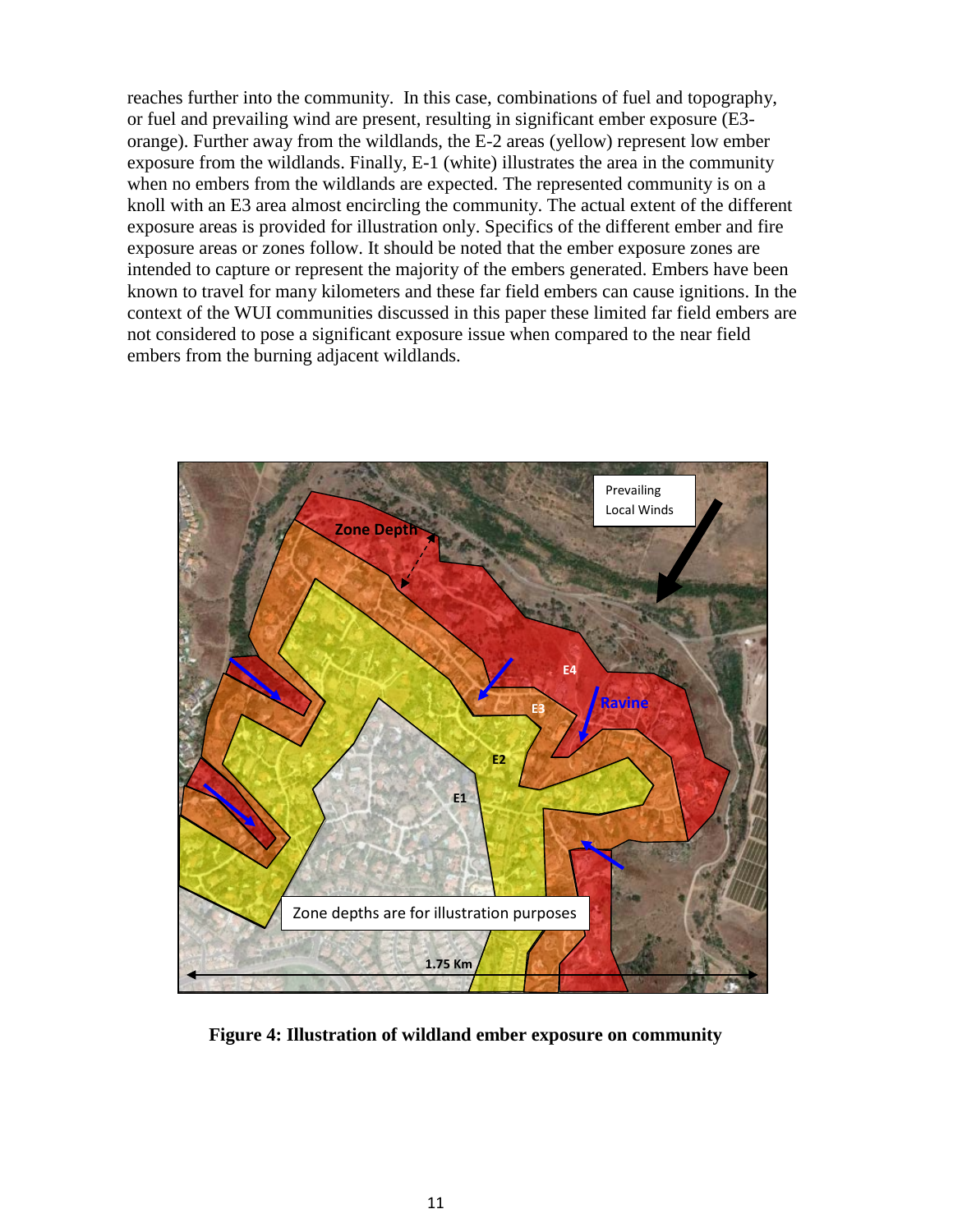reaches further into the community. In this case, combinations of fuel and topography, or fuel and prevailing wind are present, resulting in significant ember exposure (E3-orange). Further away from the wildlands, the E-2 areas (yellow) represent low ember exposure from the wildlands. Finally, E-1 (white) illustrates the area in the community when no embers from the wildlands are expected. The represented community is on a knoll with an E3 area almost encircling the community. The actual extent of the different exposure areas is provided for illustration only. Specifics of the different ember and fire exposure areas or zones follow. It should be noted that the ember exposure zones are intended to capture or represent the majority of the embers generated. Embers have been known to travel for many kilometers and these far field embers can cause ignitions. In the context of the WUI communities discussed in this paper these limited far field embers are not considered to pose a significant exposure issue when compared to the near field embers from the burning adjacent wildlands.

**Figure 4: Illustration of wildland ember exposure on community**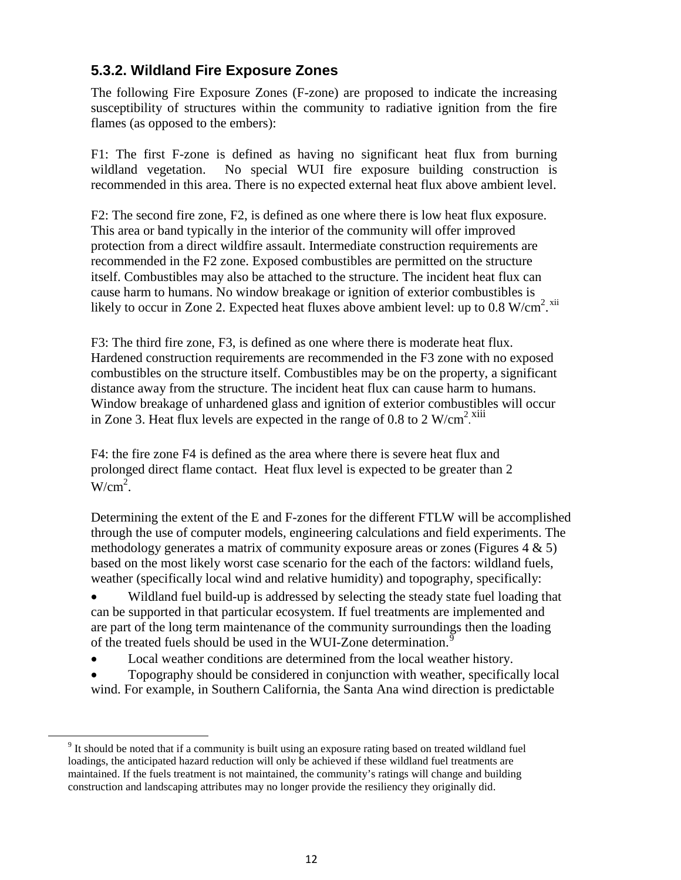### 5.3.2. Wildland Fire Exposure Zones

The following Fire Exposure Zones (F-zone) are proposed to indicate the increasing susceptibility of structures within the community to radiative ignition from the fire flames (as opposed to the embers):

F1: The first F-zone is defined as having no significant heat flux from burning wildland vegetation. No special WUI fire exposure building construction is recommended in this area. There is no expected external heat flux above ambient level.

F2: The second fire zone, F2, is defined as one where there is low heat flux exposure. This area or band typically in the interior of the community will offer improved protection from a direct wildfire assault. Intermediate construction requirements are recommended in the F2 zone. Exposed combustibles are permitted on the structure itself. Combustibles may also be attached to the structure. The incident heat flux can cause harm to humans. No window breakage or ignition of exterior combustibles is likely to occur in Zone 2. Expected heat fluxes above ambient level: up to 0.8 W/cm$^2$.[xii]

F3: The third fire zone, F3, is defined as one where there is moderate heat flux. Hardened construction requirements are recommended in the F3 zone with no exposed combustibles on the structure itself. Combustibles may be on the property, a significant distance away from the structure. The incident heat flux can cause harm to humans. Window breakage of unhardened glass and ignition of exterior combustibles will occur in Zone 3. Heat flux levels are expected in the range of 0.8 to 2 W/cm$^2$.[xiii]

F4: the fire zone F4 is defined as the area where there is severe heat flux and prolonged direct flame contact. Heat flux level is expected to be greater than 2 W/cm$^2$.

Determining the extent of the E and F-zones for the different FTLW will be accomplished through the use of computer models, engineering calculations and field experiments. The methodology generates a matrix of community exposure areas or zones (Figures 4 & 5) based on the most likely worst case scenario for the each of the factors: wildland fuels, weather (specifically local wind and relative humidity) and topography, specifically:

- Wildland fuel build-up is addressed by selecting the steady state fuel loading that can be supported in that particular ecosystem. If fuel treatments are implemented and are part of the long term maintenance of the community surroundings then the loading of the treated fuels should be used in the WUI-Zone determination.[9]
- Local weather conditions are determined from the local weather history.
- Topography should be considered in conjunction with weather, specifically local wind. For example, in Southern California, the Santa Ana wind direction is predictable

[9] It should be noted that if a community is built using an exposure rating based on treated wildland fuel loadings, the anticipated hazard reduction will only be achieved if these wildland fuel treatments are maintained. If the fuels treatment is not maintained, the community's ratings will change and building construction and landscaping attributes may no longer provide the resiliency they originally did.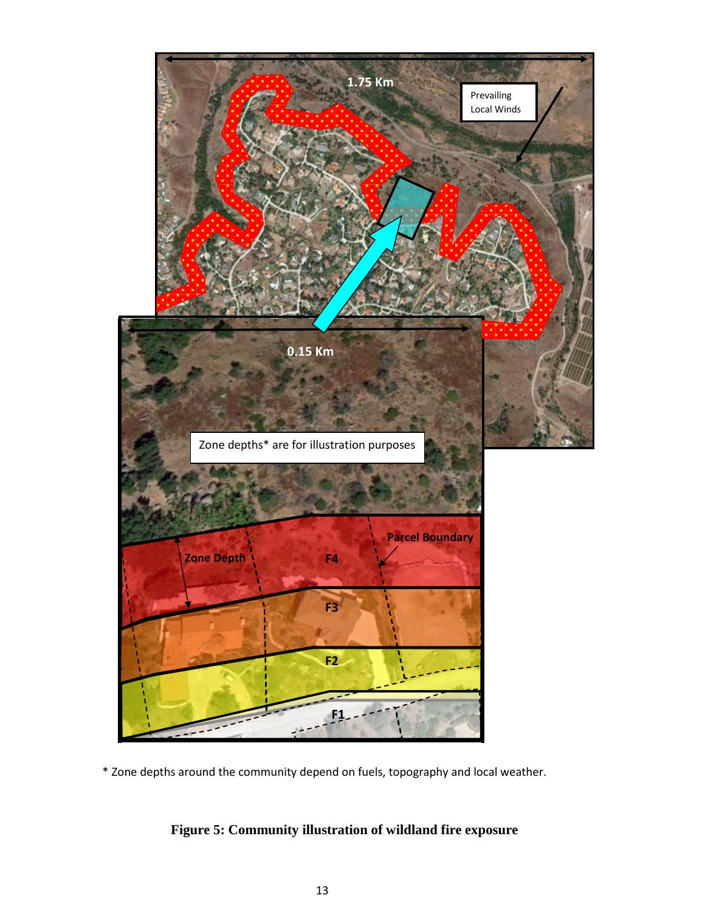* Zone depths around the community depend on fuels, topography and local weather.

**Figure 5: Community illustration of wildland fire exposure**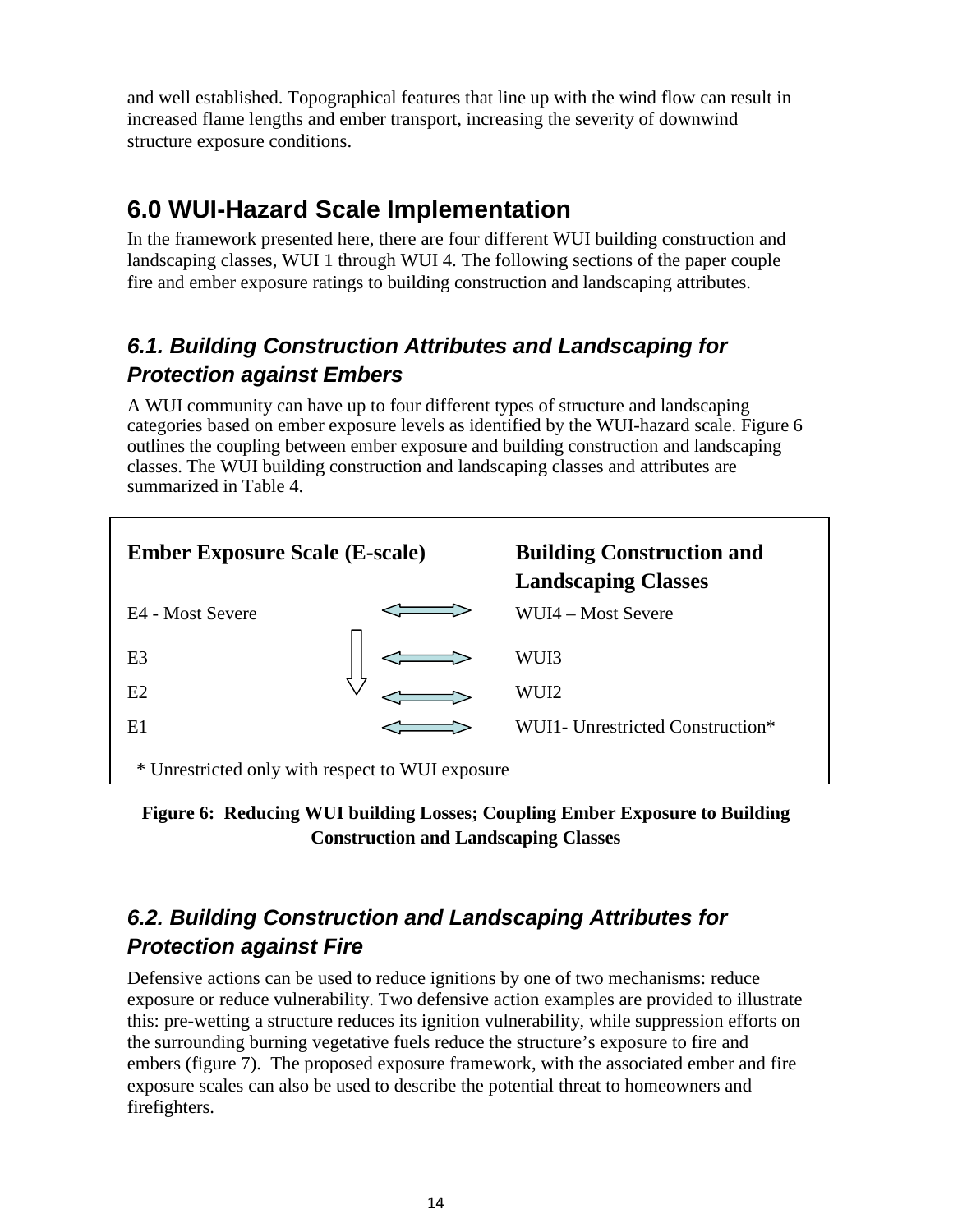and well established. Topographical features that line up with the wind flow can result in increased flame lengths and ember transport, increasing the severity of downwind structure exposure conditions.

## 6.0 WUI-Hazard Scale Implementation

In the framework presented here, there are four different WUI building construction and landscaping classes, WUI 1 through WUI 4. The following sections of the paper couple fire and ember exposure ratings to building construction and landscaping attributes.

### *6.1. Building Construction Attributes and Landscaping for Protection against Embers*

A WUI community can have up to four different types of structure and landscaping categories based on ember exposure levels as identified by the WUI-hazard scale. Figure 6 outlines the coupling between ember exposure and building construction and landscaping classes. The WUI building construction and landscaping classes and attributes are summarized in Table 4.

| **Ember Exposure Scale (E-scale)** | | **Building Construction and Landscaping Classes** |
|---|---|---|
| E4 - Most Severe | ⟺ | WUI4 – Most Severe |
| E3 | ⟺ | WUI3 |
| E2 | ⟺ | WUI2 |
| E1 | ⟺ | WUI1- Unrestricted Construction* |

\* Unrestricted only with respect to WUI exposure

**Figure 6: Reducing WUI building Losses; Coupling Ember Exposure to Building Construction and Landscaping Classes**

### *6.2. Building Construction and Landscaping Attributes for Protection against Fire*

Defensive actions can be used to reduce ignitions by one of two mechanisms: reduce exposure or reduce vulnerability. Two defensive action examples are provided to illustrate this: pre-wetting a structure reduces its ignition vulnerability, while suppression efforts on the surrounding burning vegetative fuels reduce the structure's exposure to fire and embers (figure 7). The proposed exposure framework, with the associated ember and fire exposure scales can also be used to describe the potential threat to homeowners and firefighters.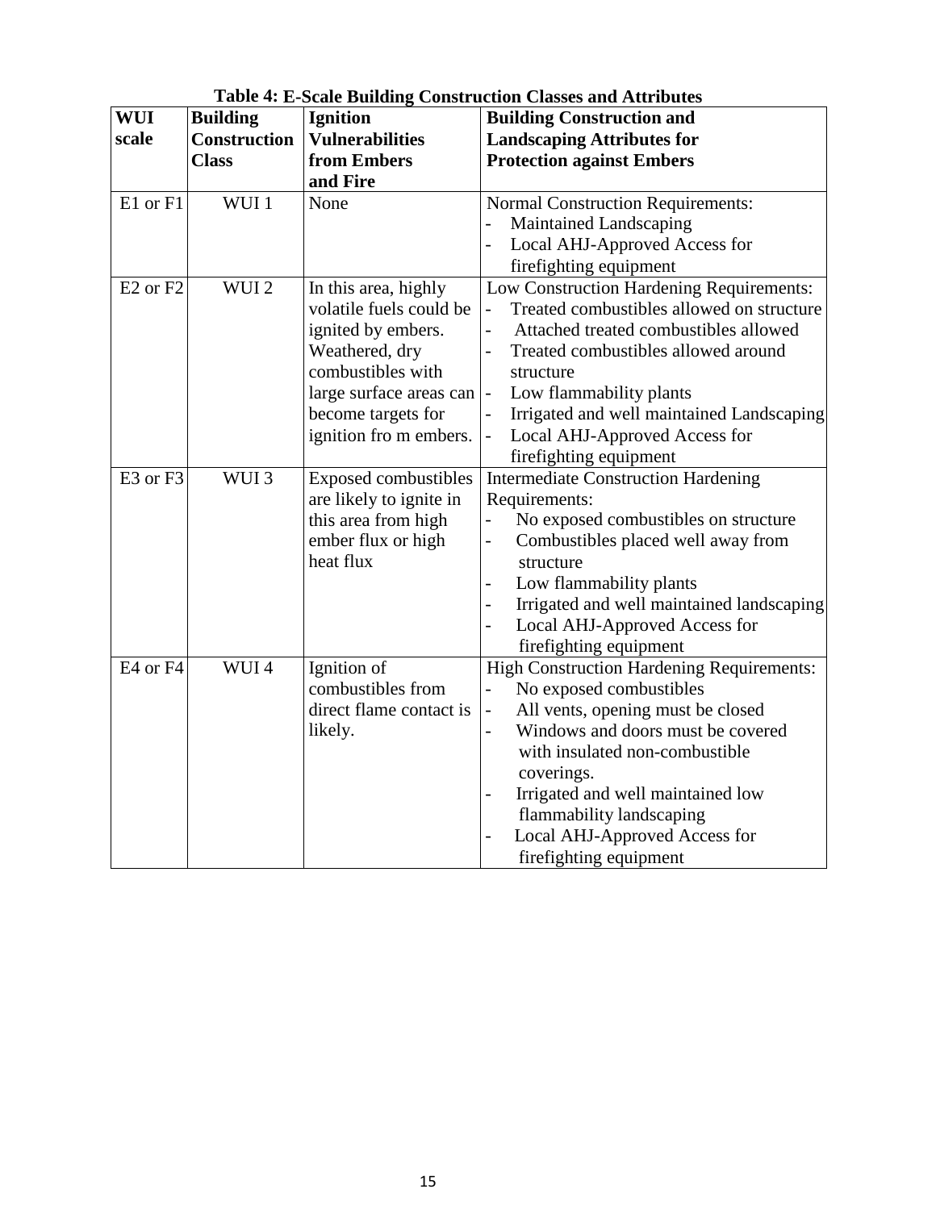**Table 4: E-Scale Building Construction Classes and Attributes**

| WUI scale | Building Construction Class | Ignition Vulnerabilities from Embers and Fire | Building Construction and Landscaping Attributes for Protection against Embers |
|---|---|---|---|
| E1 or F1 | WUI 1 | None | Normal Construction Requirements:<br>- Maintained Landscaping<br>- Local AHJ-Approved Access for firefighting equipment |
| E2 or F2 | WUI 2 | In this area, highly volatile fuels could be ignited by embers. Weathered, dry combustibles with large surface areas can become targets for ignition fro m embers. | Low Construction Hardening Requirements:<br>- Treated combustibles allowed on structure<br>- Attached treated combustibles allowed<br>- Treated combustibles allowed around structure<br>- Low flammability plants<br>- Irrigated and well maintained Landscaping<br>- Local AHJ-Approved Access for firefighting equipment |
| E3 or F3 | WUI 3 | Exposed combustibles are likely to ignite in this area from high ember flux or high heat flux | Intermediate Construction Hardening Requirements:<br>- No exposed combustibles on structure<br>- Combustibles placed well away from structure<br>- Low flammability plants<br>- Irrigated and well maintained landscaping<br>- Local AHJ-Approved Access for firefighting equipment |
| E4 or F4 | WUI 4 | Ignition of combustibles from direct flame contact is likely. | High Construction Hardening Requirements:<br>- No exposed combustibles<br>- All vents, opening must be closed<br>- Windows and doors must be covered with insulated non-combustible coverings.<br>- Irrigated and well maintained low flammability landscaping<br>- Local AHJ-Approved Access for firefighting equipment |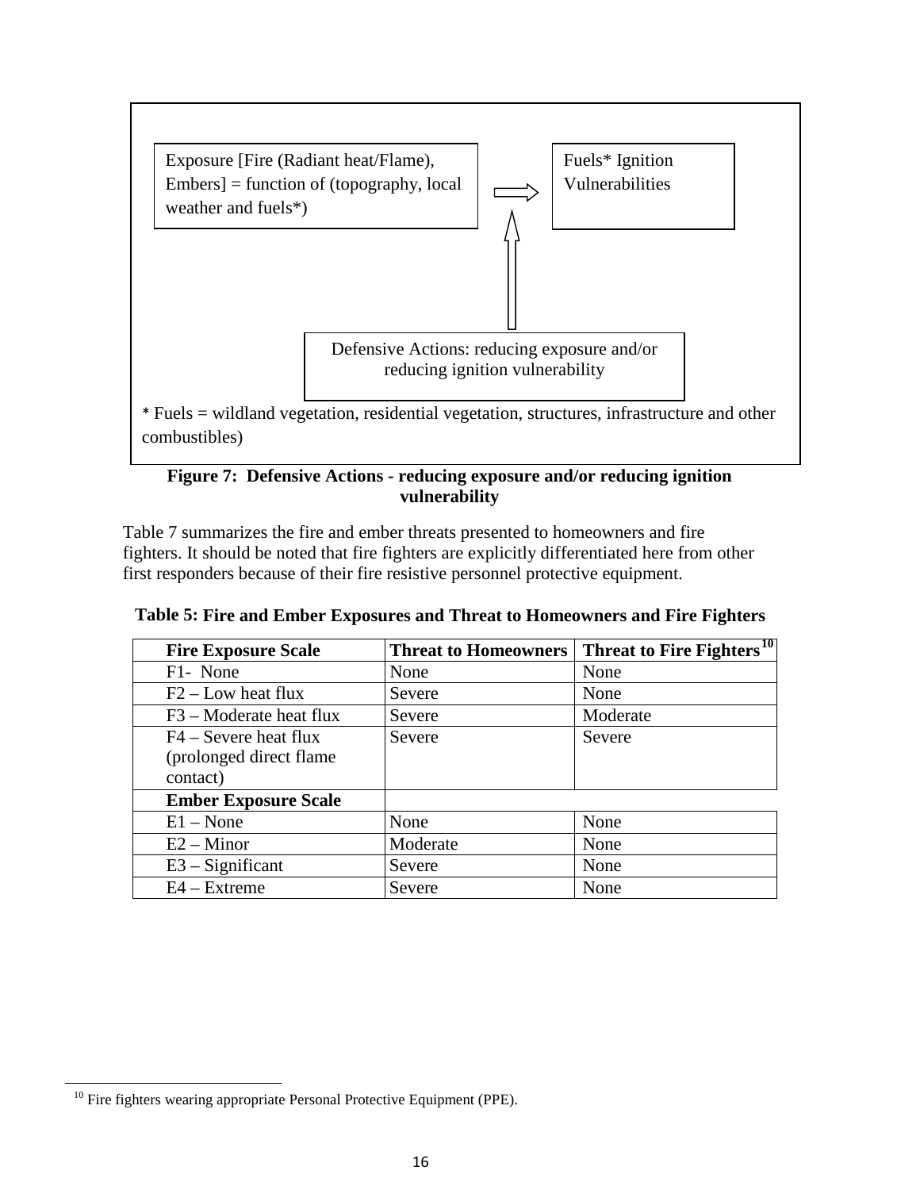Exposure [Fire (Radiant heat/Flame), Embers] = function of (topography, local weather and fuels*)

Fuels* Ignition Vulnerabilities

Defensive Actions: reducing exposure and/or reducing ignition vulnerability

* Fuels = wildland vegetation, residential vegetation, structures, infrastructure and other combustibles)

**Figure 7: Defensive Actions - reducing exposure and/or reducing ignition vulnerability**

Table 7 summarizes the fire and ember threats presented to homeowners and fire fighters. It should be noted that fire fighters are explicitly differentiated here from other first responders because of their fire resistive personnel protective equipment.

**Table 5: Fire and Ember Exposures and Threat to Homeowners and Fire Fighters**

| Fire Exposure Scale | Threat to Homeowners | Threat to Fire Fighters[10] |
|---|---|---|
| F1- None | None | None |
| F2 – Low heat flux | Severe | None |
| F3 – Moderate heat flux | Severe | Moderate |
| F4 – Severe heat flux (prolonged direct flame contact) | Severe | Severe |
| **Ember Exposure Scale** | | |
| E1 – None | None | None |
| E2 – Minor | Moderate | None |
| E3 – Significant | Severe | None |
| E4 – Extreme | Severe | None |

[10] Fire fighters wearing appropriate Personal Protective Equipment (PPE).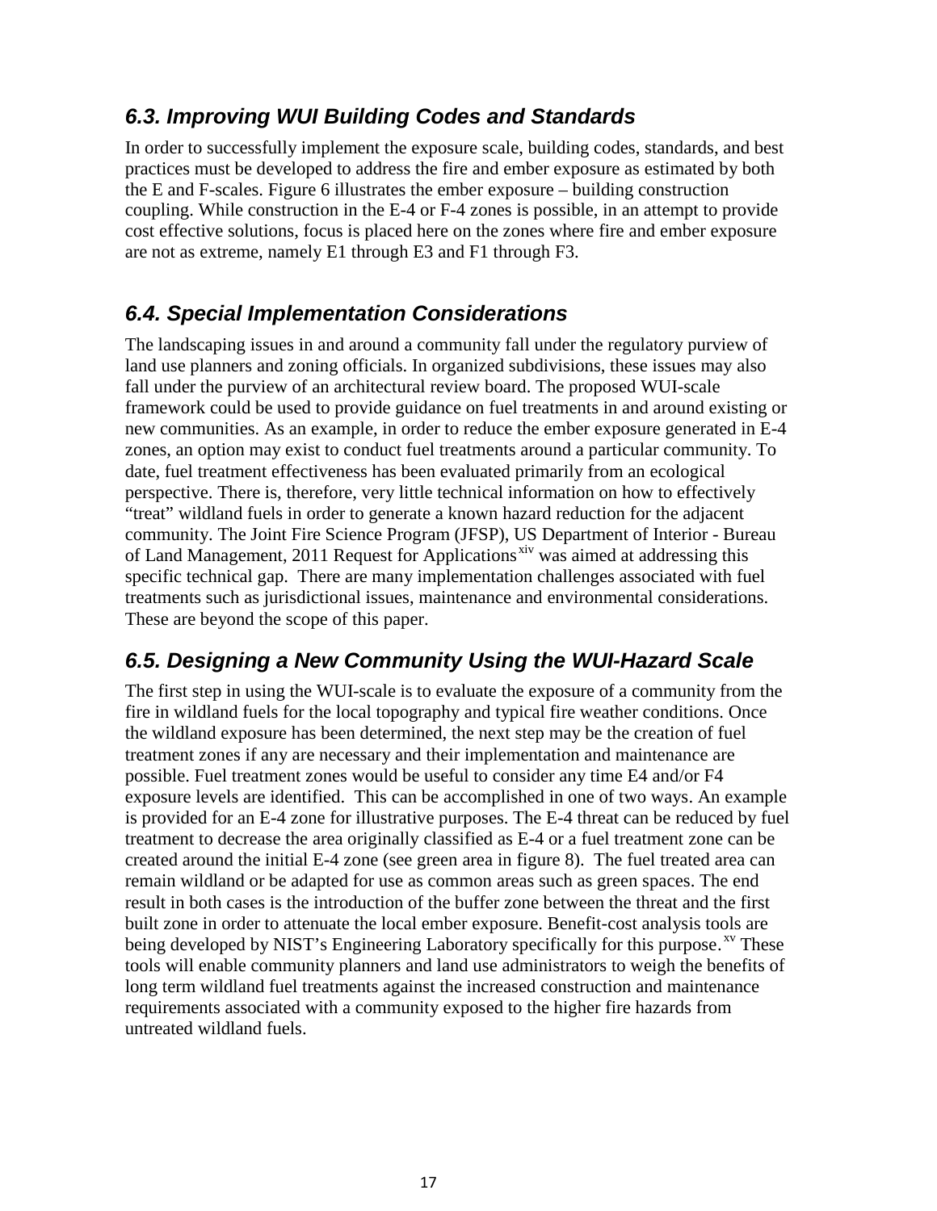### *6.3. Improving WUI Building Codes and Standards*

In order to successfully implement the exposure scale, building codes, standards, and best practices must be developed to address the fire and ember exposure as estimated by both the E and F-scales. Figure 6 illustrates the ember exposure – building construction coupling. While construction in the E-4 or F-4 zones is possible, in an attempt to provide cost effective solutions, focus is placed here on the zones where fire and ember exposure are not as extreme, namely E1 through E3 and F1 through F3.

### *6.4. Special Implementation Considerations*

The landscaping issues in and around a community fall under the regulatory purview of land use planners and zoning officials. In organized subdivisions, these issues may also fall under the purview of an architectural review board. The proposed WUI-scale framework could be used to provide guidance on fuel treatments in and around existing or new communities. As an example, in order to reduce the ember exposure generated in E-4 zones, an option may exist to conduct fuel treatments around a particular community. To date, fuel treatment effectiveness has been evaluated primarily from an ecological perspective. There is, therefore, very little technical information on how to effectively "treat" wildland fuels in order to generate a known hazard reduction for the adjacent community. The Joint Fire Science Program (JFSP), US Department of Interior - Bureau of Land Management, 2011 Request for Applications[xiv] was aimed at addressing this specific technical gap. There are many implementation challenges associated with fuel treatments such as jurisdictional issues, maintenance and environmental considerations. These are beyond the scope of this paper.

### *6.5. Designing a New Community Using the WUI-Hazard Scale*

The first step in using the WUI-scale is to evaluate the exposure of a community from the fire in wildland fuels for the local topography and typical fire weather conditions. Once the wildland exposure has been determined, the next step may be the creation of fuel treatment zones if any are necessary and their implementation and maintenance are possible. Fuel treatment zones would be useful to consider any time E4 and/or F4 exposure levels are identified. This can be accomplished in one of two ways. An example is provided for an E-4 zone for illustrative purposes. The E-4 threat can be reduced by fuel treatment to decrease the area originally classified as E-4 or a fuel treatment zone can be created around the initial E-4 zone (see green area in figure 8). The fuel treated area can remain wildland or be adapted for use as common areas such as green spaces. The end result in both cases is the introduction of the buffer zone between the threat and the first built zone in order to attenuate the local ember exposure. Benefit-cost analysis tools are being developed by NIST's Engineering Laboratory specifically for this purpose.[xv] These tools will enable community planners and land use administrators to weigh the benefits of long term wildland fuel treatments against the increased construction and maintenance requirements associated with a community exposed to the higher fire hazards from untreated wildland fuels.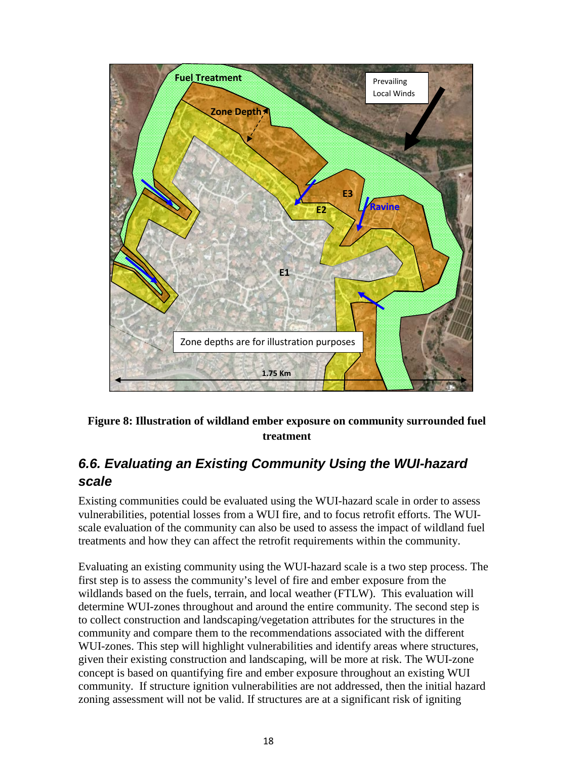**Figure 8: Illustration of wildland ember exposure on community surrounded fuel treatment**

## *6.6. Evaluating an Existing Community Using the WUI-hazard scale*

Existing communities could be evaluated using the WUI-hazard scale in order to assess vulnerabilities, potential losses from a WUI fire, and to focus retrofit efforts. The WUI-scale evaluation of the community can also be used to assess the impact of wildland fuel treatments and how they can affect the retrofit requirements within the community.

Evaluating an existing community using the WUI-hazard scale is a two step process. The first step is to assess the community's level of fire and ember exposure from the wildlands based on the fuels, terrain, and local weather (FTLW). This evaluation will determine WUI-zones throughout and around the entire community. The second step is to collect construction and landscaping/vegetation attributes for the structures in the community and compare them to the recommendations associated with the different WUI-zones. This step will highlight vulnerabilities and identify areas where structures, given their existing construction and landscaping, will be more at risk. The WUI-zone concept is based on quantifying fire and ember exposure throughout an existing WUI community. If structure ignition vulnerabilities are not addressed, then the initial hazard zoning assessment will not be valid. If structures are at a significant risk of igniting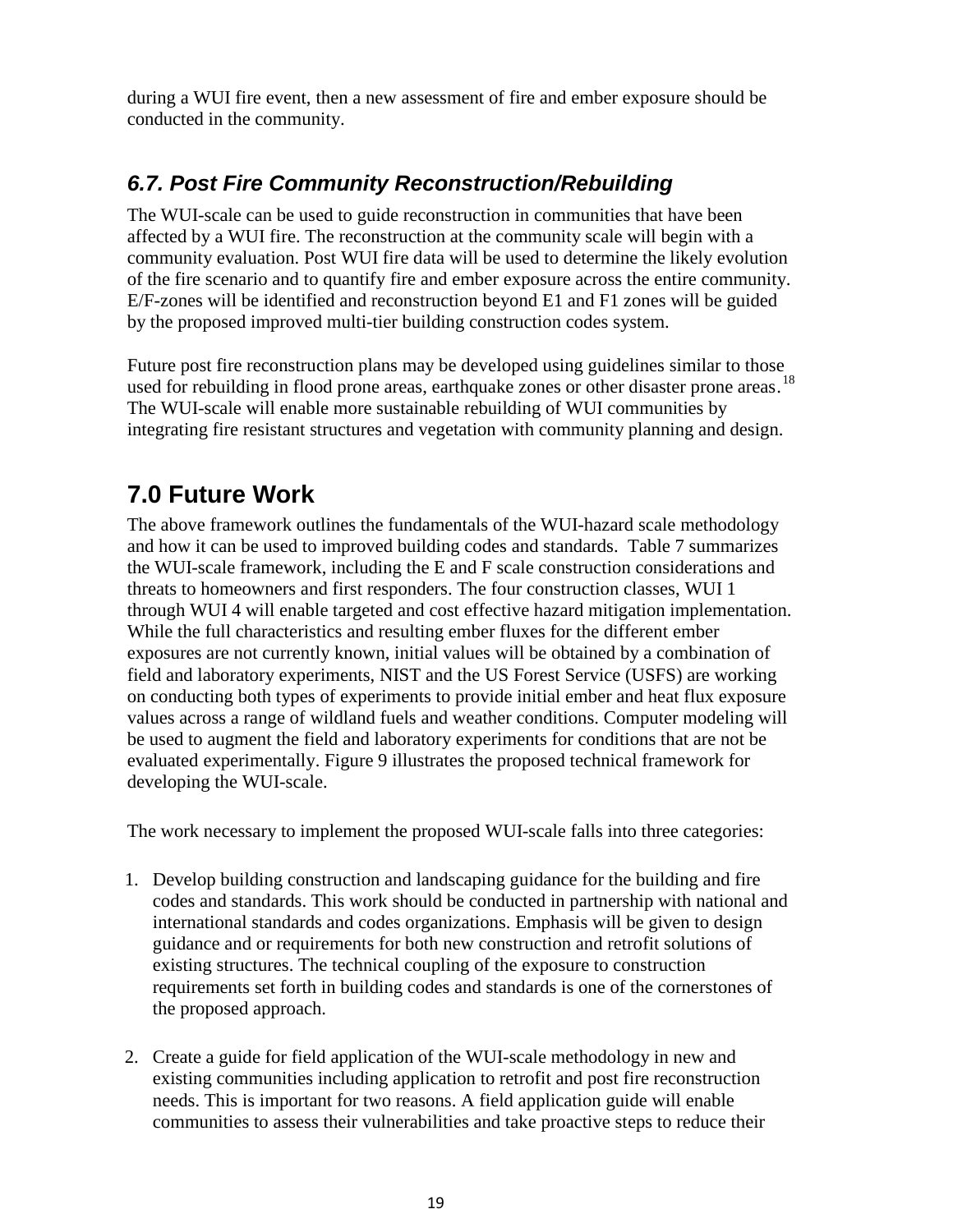during a WUI fire event, then a new assessment of fire and ember exposure should be conducted in the community.

### *6.7. Post Fire Community Reconstruction/Rebuilding*

The WUI-scale can be used to guide reconstruction in communities that have been affected by a WUI fire. The reconstruction at the community scale will begin with a community evaluation. Post WUI fire data will be used to determine the likely evolution of the fire scenario and to quantify fire and ember exposure across the entire community. E/F-zones will be identified and reconstruction beyond E1 and F1 zones will be guided by the proposed improved multi-tier building construction codes system.

Future post fire reconstruction plans may be developed using guidelines similar to those used for rebuilding in flood prone areas, earthquake zones or other disaster prone areas.[18] The WUI-scale will enable more sustainable rebuilding of WUI communities by integrating fire resistant structures and vegetation with community planning and design.

## 7.0 Future Work

The above framework outlines the fundamentals of the WUI-hazard scale methodology and how it can be used to improved building codes and standards. Table 7 summarizes the WUI-scale framework, including the E and F scale construction considerations and threats to homeowners and first responders. The four construction classes, WUI 1 through WUI 4 will enable targeted and cost effective hazard mitigation implementation. While the full characteristics and resulting ember fluxes for the different ember exposures are not currently known, initial values will be obtained by a combination of field and laboratory experiments, NIST and the US Forest Service (USFS) are working on conducting both types of experiments to provide initial ember and heat flux exposure values across a range of wildland fuels and weather conditions. Computer modeling will be used to augment the field and laboratory experiments for conditions that are not be evaluated experimentally. Figure 9 illustrates the proposed technical framework for developing the WUI-scale.

The work necessary to implement the proposed WUI-scale falls into three categories:

1. Develop building construction and landscaping guidance for the building and fire codes and standards. This work should be conducted in partnership with national and international standards and codes organizations. Emphasis will be given to design guidance and or requirements for both new construction and retrofit solutions of existing structures. The technical coupling of the exposure to construction requirements set forth in building codes and standards is one of the cornerstones of the proposed approach.

2. Create a guide for field application of the WUI-scale methodology in new and existing communities including application to retrofit and post fire reconstruction needs. This is important for two reasons. A field application guide will enable communities to assess their vulnerabilities and take proactive steps to reduce their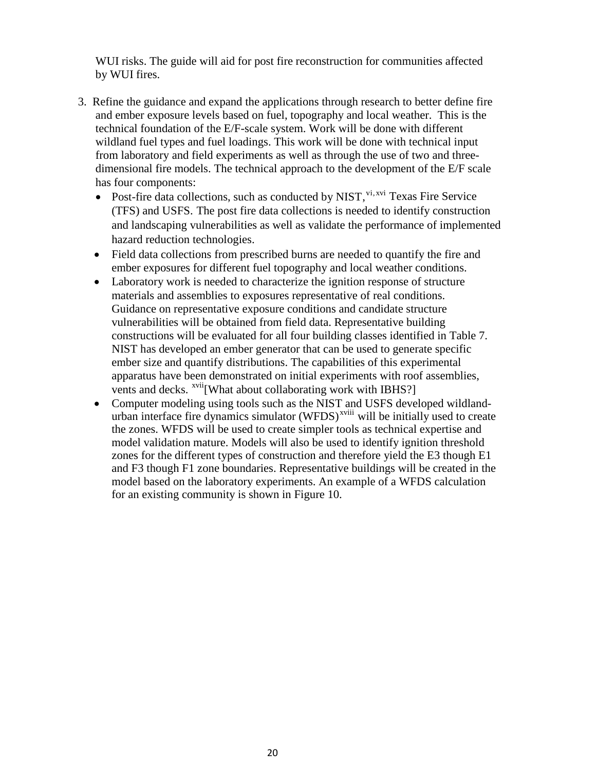WUI risks. The guide will aid for post fire reconstruction for communities affected by WUI fires.

3. Refine the guidance and expand the applications through research to better define fire and ember exposure levels based on fuel, topography and local weather. This is the technical foundation of the E/F-scale system. Work will be done with different wildland fuel types and fuel loadings. This work will be done with technical input from laboratory and field experiments as well as through the use of two and three-dimensional fire models. The technical approach to the development of the E/F scale has four components:
   - Post-fire data collections, such as conducted by NIST,[vi, xvi] Texas Fire Service (TFS) and USFS. The post fire data collections is needed to identify construction and landscaping vulnerabilities as well as validate the performance of implemented hazard reduction technologies.
   - Field data collections from prescribed burns are needed to quantify the fire and ember exposures for different fuel topography and local weather conditions.
   - Laboratory work is needed to characterize the ignition response of structure materials and assemblies to exposures representative of real conditions. Guidance on representative exposure conditions and candidate structure vulnerabilities will be obtained from field data. Representative building constructions will be evaluated for all four building classes identified in Table 7. NIST has developed an ember generator that can be used to generate specific ember size and quantify distributions. The capabilities of this experimental apparatus have been demonstrated on initial experiments with roof assemblies, vents and decks. [xvii][What about collaborating work with IBHS?]
   - Computer modeling using tools such as the NIST and USFS developed wildland-urban interface fire dynamics simulator (WFDS)[xviii] will be initially used to create the zones. WFDS will be used to create simpler tools as technical expertise and model validation mature. Models will also be used to identify ignition threshold zones for the different types of construction and therefore yield the E3 though E1 and F3 though F1 zone boundaries. Representative buildings will be created in the model based on the laboratory experiments. An example of a WFDS calculation for an existing community is shown in Figure 10.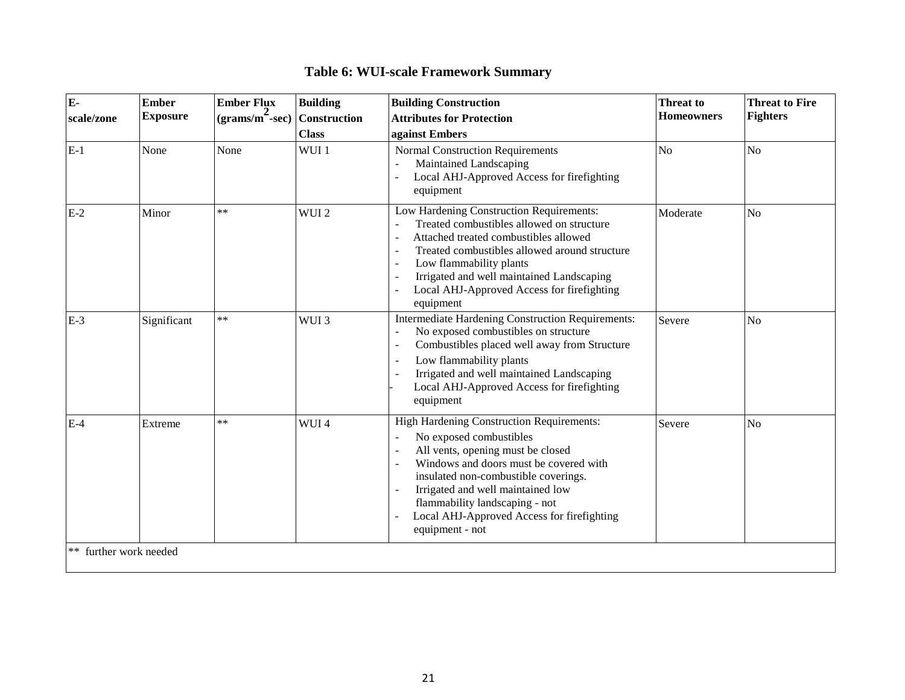**Table 6: WUI-scale Framework Summary**

| E-scale/zone | Ember Exposure | Ember Flux (grams/$m^2$-sec) | Building Construction Class | Building Construction Attributes for Protection against Embers | Threat to Homeowners | Threat to Fire Fighters |
|---|---|---|---|---|---|---|
| E-1 | None | None | WUI 1 | Normal Construction Requirements<br>- Maintained Landscaping<br>- Local AHJ-Approved Access for firefighting equipment | No | No |
| E-2 | Minor | ** | WUI 2 | Low Hardening Construction Requirements:<br>- Treated combustibles allowed on structure<br>- Attached treated combustibles allowed<br>- Treated combustibles allowed around structure<br>- Low flammability plants<br>- Irrigated and well maintained Landscaping<br>- Local AHJ-Approved Access for firefighting equipment | Moderate | No |
| E-3 | Significant | ** | WUI 3 | Intermediate Hardening Construction Requirements:<br>- No exposed combustibles on structure<br>- Combustibles placed well away from Structure<br>- Low flammability plants<br>- Irrigated and well maintained Landscaping<br>- Local AHJ-Approved Access for firefighting equipment | Severe | No |
| E-4 | Extreme | ** | WUI 4 | High Hardening Construction Requirements:<br>- No exposed combustibles<br>- All vents, opening must be closed<br>- Windows and doors must be covered with insulated non-combustible coverings.<br>- Irrigated and well maintained low flammability landscaping - not<br>- Local AHJ-Approved Access for firefighting equipment - not | Severe | No |

** further work needed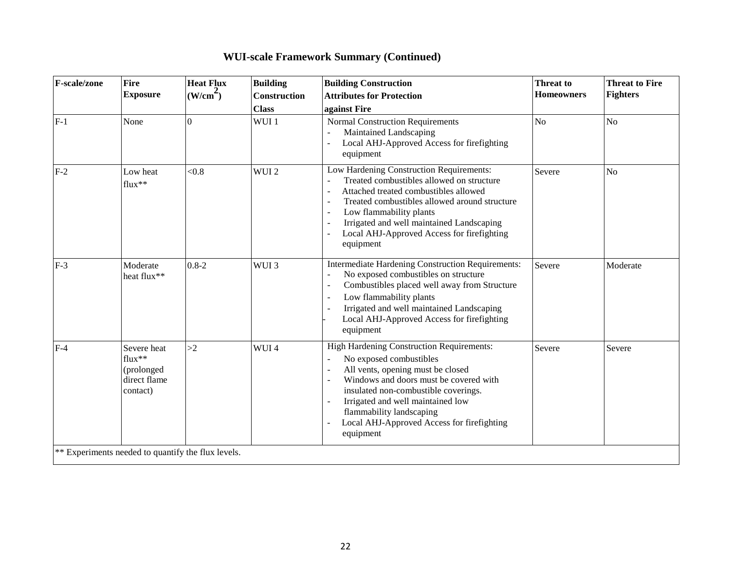## WUI-scale Framework Summary (Continued)

| F-scale/zone | Fire Exposure | Heat Flux ($W/cm^2$) | Building Construction Class | Building Construction Attributes for Protection against Fire | Threat to Homeowners | Threat to Fire Fighters |
|---|---|---|---|---|---|---|
| F-1 | None | 0 | WUI 1 | Normal Construction Requirements<br>- Maintained Landscaping<br>- Local AHJ-Approved Access for firefighting equipment | No | No |
| F-2 | Low heat flux** | <0.8 | WUI 2 | Low Hardening Construction Requirements:<br>- Treated combustibles allowed on structure<br>- Attached treated combustibles allowed<br>- Treated combustibles allowed around structure<br>- Low flammability plants<br>- Irrigated and well maintained Landscaping<br>- Local AHJ-Approved Access for firefighting equipment | Severe | No |
| F-3 | Moderate heat flux** | 0.8-2 | WUI 3 | Intermediate Hardening Construction Requirements:<br>- No exposed combustibles on structure<br>- Combustibles placed well away from Structure<br>- Low flammability plants<br>- Irrigated and well maintained Landscaping<br>- Local AHJ-Approved Access for firefighting equipment | Severe | Moderate |
| F-4 | Severe heat flux** (prolonged direct flame contact) | >2 | WUI 4 | High Hardening Construction Requirements:<br>- No exposed combustibles<br>- All vents, opening must be closed<br>- Windows and doors must be covered with insulated non-combustible coverings.<br>- Irrigated and well maintained low flammability landscaping<br>- Local AHJ-Approved Access for firefighting equipment | Severe | Severe |
| ** Experiments needed to quantify the flux levels. | | | | | | |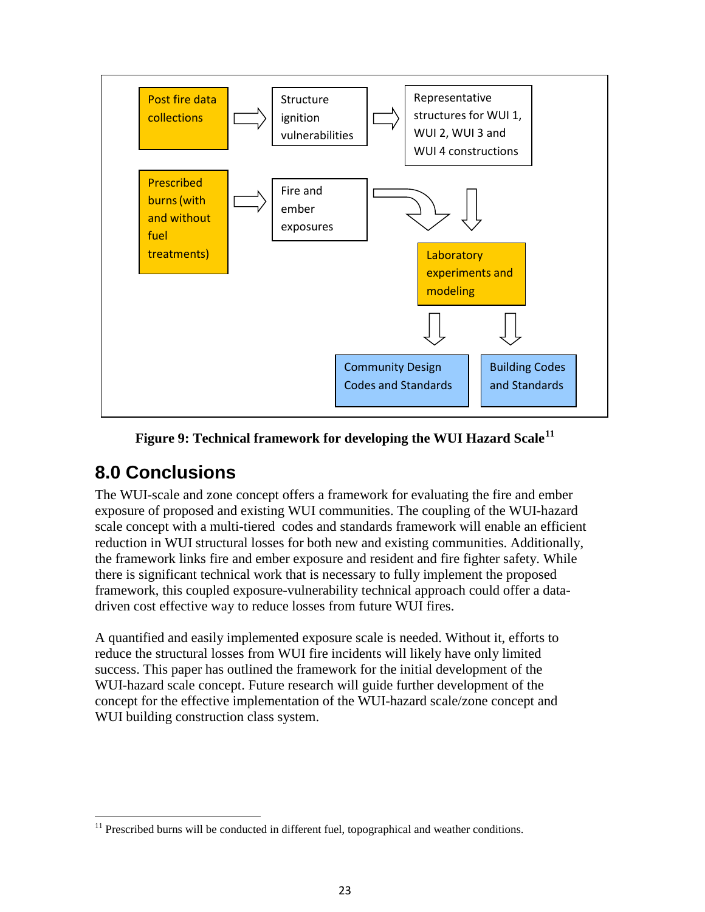Post fire data collections → Structure ignition vulnerabilities → Representative structures for WUI 1, WUI 2, WUI 3 and WUI 4 constructions

Prescribed burns (with and without fuel treatments) → Fire and ember exposures

Laboratory experiments and modeling

Community Design Codes and Standards

Building Codes and Standards

**Figure 9: Technical framework for developing the WUI Hazard Scale**[11]

## 8.0 Conclusions

The WUI-scale and zone concept offers a framework for evaluating the fire and ember exposure of proposed and existing WUI communities. The coupling of the WUI-hazard scale concept with a multi-tiered codes and standards framework will enable an efficient reduction in WUI structural losses for both new and existing communities. Additionally, the framework links fire and ember exposure and resident and fire fighter safety. While there is significant technical work that is necessary to fully implement the proposed framework, this coupled exposure-vulnerability technical approach could offer a data-driven cost effective way to reduce losses from future WUI fires.

A quantified and easily implemented exposure scale is needed. Without it, efforts to reduce the structural losses from WUI fire incidents will likely have only limited success. This paper has outlined the framework for the initial development of the WUI-hazard scale concept. Future research will guide further development of the concept for the effective implementation of the WUI-hazard scale/zone concept and WUI building construction class system.

[11] Prescribed burns will be conducted in different fuel, topographical and weather conditions.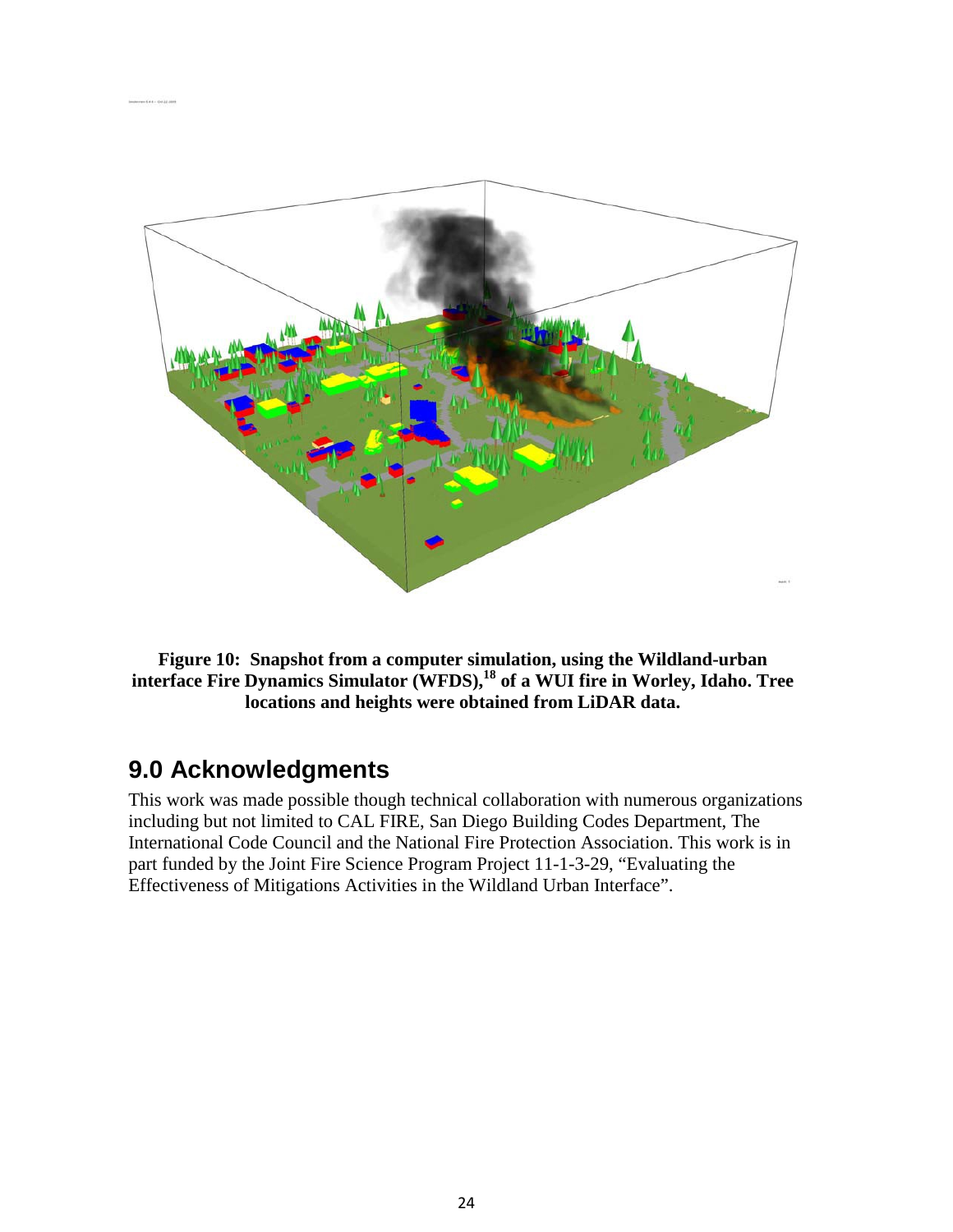**Figure 10: Snapshot from a computer simulation, using the Wildland-urban interface Fire Dynamics Simulator (WFDS),[18] of a WUI fire in Worley, Idaho. Tree locations and heights were obtained from LiDAR data.**

## 9.0 Acknowledgments

This work was made possible though technical collaboration with numerous organizations including but not limited to CAL FIRE, San Diego Building Codes Department, The International Code Council and the National Fire Protection Association. This work is in part funded by the Joint Fire Science Program Project 11-1-3-29, "Evaluating the Effectiveness of Mitigations Activities in the Wildland Urban Interface".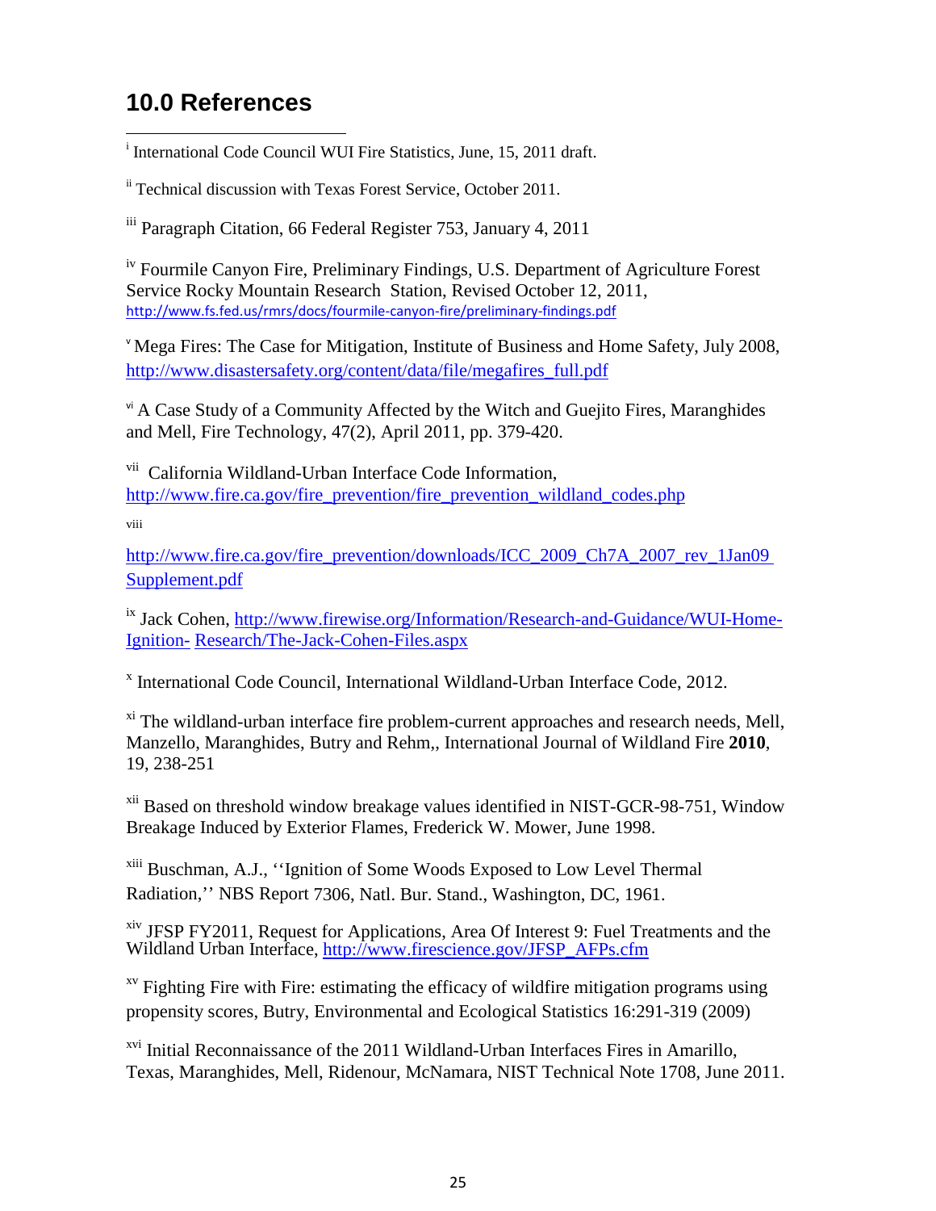# 10.0 References

[i] International Code Council WUI Fire Statistics, June, 15, 2011 draft.

[ii] Technical discussion with Texas Forest Service, October 2011.

[iii] Paragraph Citation, 66 Federal Register 753, January 4, 2011

[iv] Fourmile Canyon Fire, Preliminary Findings, U.S. Department of Agriculture Forest Service Rocky Mountain Research Station, Revised October 12, 2011, http://www.fs.fed.us/rmrs/docs/fourmile-canyon-fire/preliminary-findings.pdf

[v] Mega Fires: The Case for Mitigation, Institute of Business and Home Safety, July 2008, http://www.disastersafety.org/content/data/file/megafires_full.pdf

[vi] A Case Study of a Community Affected by the Witch and Guejito Fires, Maranghides and Mell, Fire Technology, 47(2), April 2011, pp. 379-420.

[vii] California Wildland-Urban Interface Code Information, http://www.fire.ca.gov/fire_prevention/fire_prevention_wildland_codes.php

[viii]

http://www.fire.ca.gov/fire_prevention/downloads/ICC_2009_Ch7A_2007_rev_1Jan09 Supplement.pdf

[ix] Jack Cohen, http://www.firewise.org/Information/Research-and-Guidance/WUI-Home-Ignition- Research/The-Jack-Cohen-Files.aspx

[x] International Code Council, International Wildland-Urban Interface Code, 2012.

[xi] The wildland-urban interface fire problem-current approaches and research needs, Mell, Manzello, Maranghides, Butry and Rehm,, International Journal of Wildland Fire **2010**, 19, 238-251

[xii] Based on threshold window breakage values identified in NIST-GCR-98-751, Window Breakage Induced by Exterior Flames, Frederick W. Mower, June 1998.

[xiii] Buschman, A.J., ''Ignition of Some Woods Exposed to Low Level Thermal Radiation,'' NBS Report 7306, Natl. Bur. Stand., Washington, DC, 1961.

[xiv] JFSP FY2011, Request for Applications, Area Of Interest 9: Fuel Treatments and the Wildland Urban Interface, http://www.firescience.gov/JFSP_AFPs.cfm

[xv] Fighting Fire with Fire: estimating the efficacy of wildfire mitigation programs using propensity scores, Butry, Environmental and Ecological Statistics 16:291-319 (2009)

[xvi] Initial Reconnaissance of the 2011 Wildland-Urban Interfaces Fires in Amarillo, Texas, Maranghides, Mell, Ridenour, McNamara, NIST Technical Note 1708, June 2011.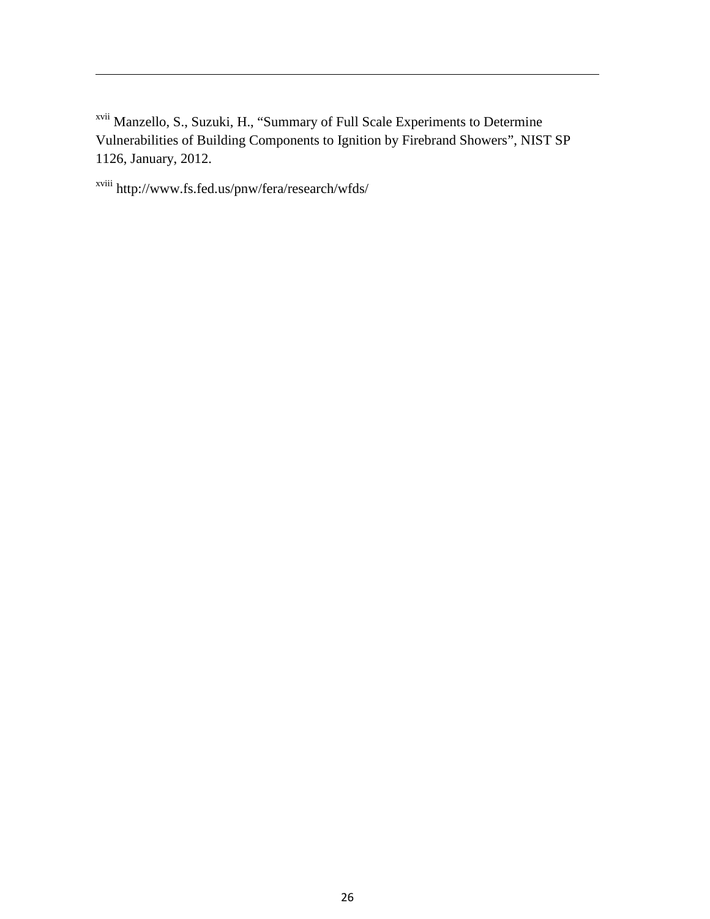---

[xvii] Manzello, S., Suzuki, H., "Summary of Full Scale Experiments to Determine Vulnerabilities of Building Components to Ignition by Firebrand Showers", NIST SP 1126, January, 2012.

[xviii] http://www.fs.fed.us/pnw/fera/research/wfds/